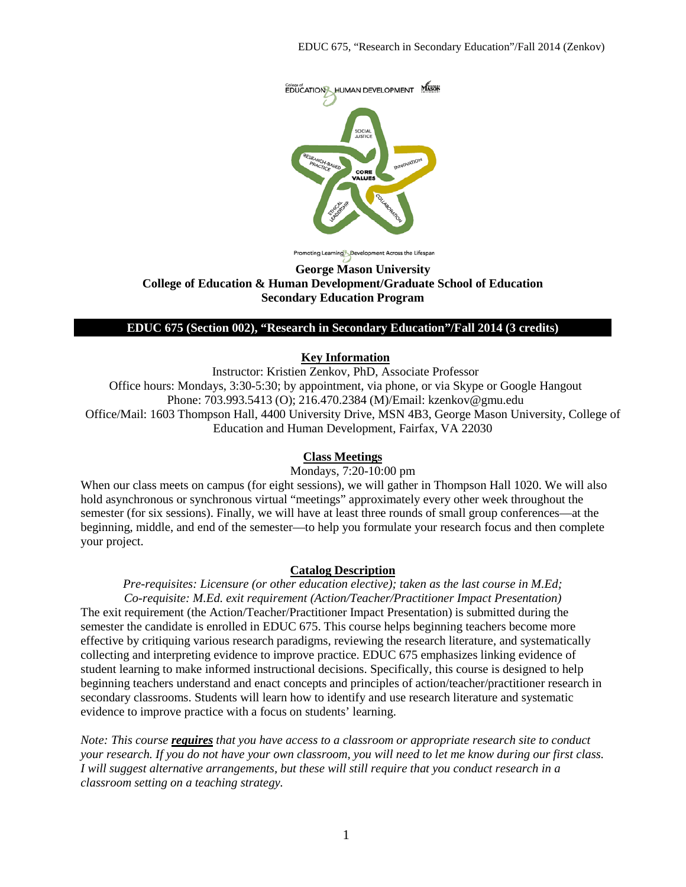**George Mason University**
**College of Education & Human Development/Graduate School of Education**
**Secondary Education Program**

## EDUC 675 (Section 002), "Research in Secondary Education"/Fall 2014 (3 credits)

### Key Information

Instructor: Kristien Zenkov, PhD, Associate Professor
Office hours: Mondays, 3:30-5:30; by appointment, via phone, or via Skype or Google Hangout
Phone: 703.993.5413 (O); 216.470.2384 (M)/Email: kzenkov@gmu.edu
Office/Mail: 1603 Thompson Hall, 4400 University Drive, MSN 4B3, George Mason University, College of Education and Human Development, Fairfax, VA 22030

### Class Meetings

Mondays, 7:20-10:00 pm

When our class meets on campus (for eight sessions), we will gather in Thompson Hall 1020. We will also hold asynchronous or synchronous virtual "meetings" approximately every other week throughout the semester (for six sessions). Finally, we will have at least three rounds of small group conferences—at the beginning, middle, and end of the semester—to help you formulate your research focus and then complete your project.

### Catalog Description

*Pre-requisites: Licensure (or other education elective); taken as the last course in M.Ed;*
*Co-requisite: M.Ed. exit requirement (Action/Teacher/Practitioner Impact Presentation)*

The exit requirement (the Action/Teacher/Practitioner Impact Presentation) is submitted during the semester the candidate is enrolled in EDUC 675. This course helps beginning teachers become more effective by critiquing various research paradigms, reviewing the research literature, and systematically collecting and interpreting evidence to improve practice. EDUC 675 emphasizes linking evidence of student learning to make informed instructional decisions. Specifically, this course is designed to help beginning teachers understand and enact concepts and principles of action/teacher/practitioner research in secondary classrooms. Students will learn how to identify and use research literature and systematic evidence to improve practice with a focus on students' learning.

*Note: This course **requires** that you have access to a classroom or appropriate research site to conduct your research. If you do not have your own classroom, you will need to let me know during our first class. I will suggest alternative arrangements, but these will still require that you conduct research in a classroom setting on a teaching strategy.*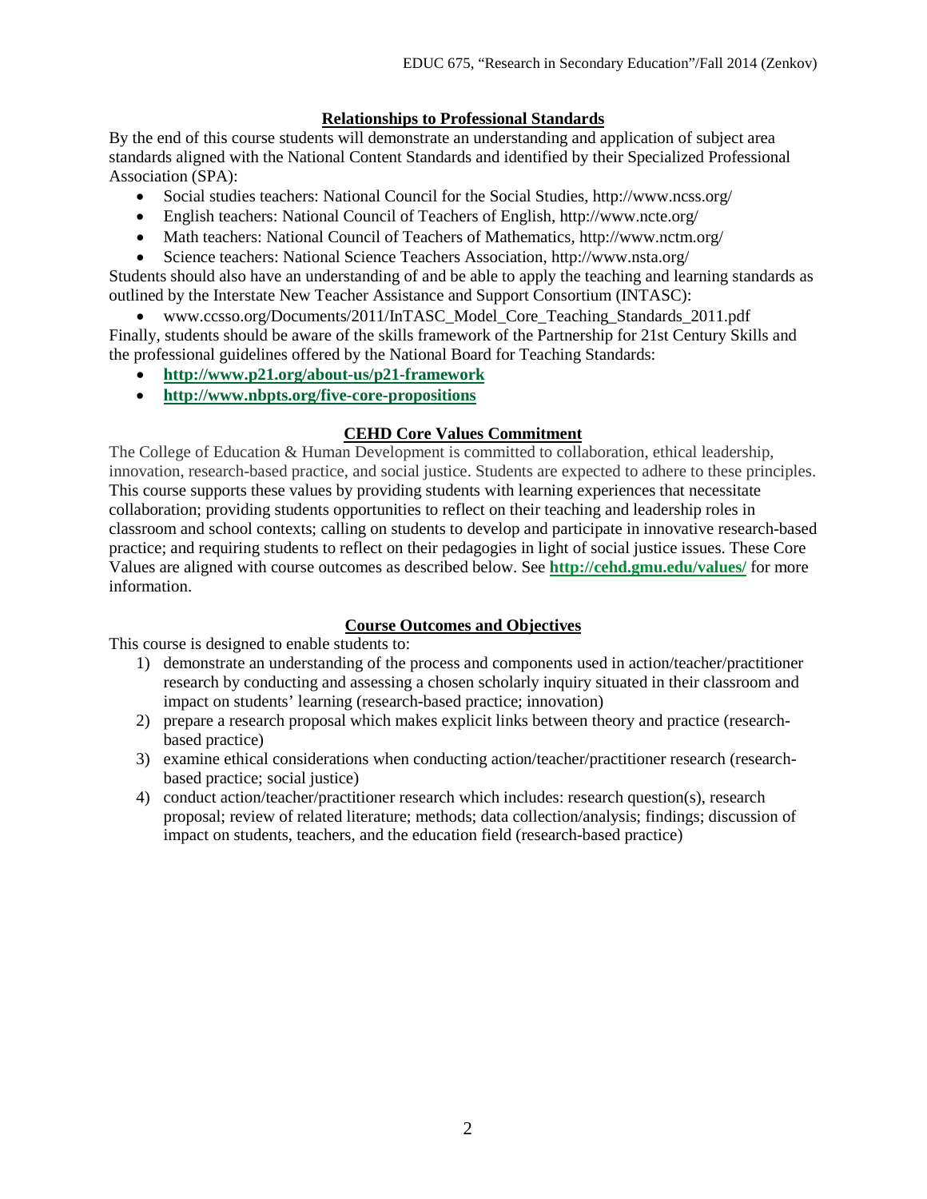## Relationships to Professional Standards

By the end of this course students will demonstrate an understanding and application of subject area standards aligned with the National Content Standards and identified by their Specialized Professional Association (SPA):

- Social studies teachers: National Council for the Social Studies, http://www.ncss.org/
- English teachers: National Council of Teachers of English, http://www.ncte.org/
- Math teachers: National Council of Teachers of Mathematics, http://www.nctm.org/
- Science teachers: National Science Teachers Association, http://www.nsta.org/

Students should also have an understanding of and be able to apply the teaching and learning standards as outlined by the Interstate New Teacher Assistance and Support Consortium (INTASC):

- www.ccsso.org/Documents/2011/InTASC_Model_Core_Teaching_Standards_2011.pdf

Finally, students should be aware of the skills framework of the Partnership for 21st Century Skills and the professional guidelines offered by the National Board for Teaching Standards:

- **http://www.p21.org/about-us/p21-framework**
- **http://www.nbpts.org/five-core-propositions**

## CEHD Core Values Commitment

The College of Education & Human Development is committed to collaboration, ethical leadership, innovation, research-based practice, and social justice. Students are expected to adhere to these principles. This course supports these values by providing students with learning experiences that necessitate collaboration; providing students opportunities to reflect on their teaching and leadership roles in classroom and school contexts; calling on students to develop and participate in innovative research-based practice; and requiring students to reflect on their pedagogies in light of social justice issues. These Core Values are aligned with course outcomes as described below. See **http://cehd.gmu.edu/values/** for more information.

## Course Outcomes and Objectives

This course is designed to enable students to:

1) demonstrate an understanding of the process and components used in action/teacher/practitioner research by conducting and assessing a chosen scholarly inquiry situated in their classroom and impact on students' learning (research-based practice; innovation)
2) prepare a research proposal which makes explicit links between theory and practice (research-based practice)
3) examine ethical considerations when conducting action/teacher/practitioner research (research-based practice; social justice)
4) conduct action/teacher/practitioner research which includes: research question(s), research proposal; review of related literature; methods; data collection/analysis; findings; discussion of impact on students, teachers, and the education field (research-based practice)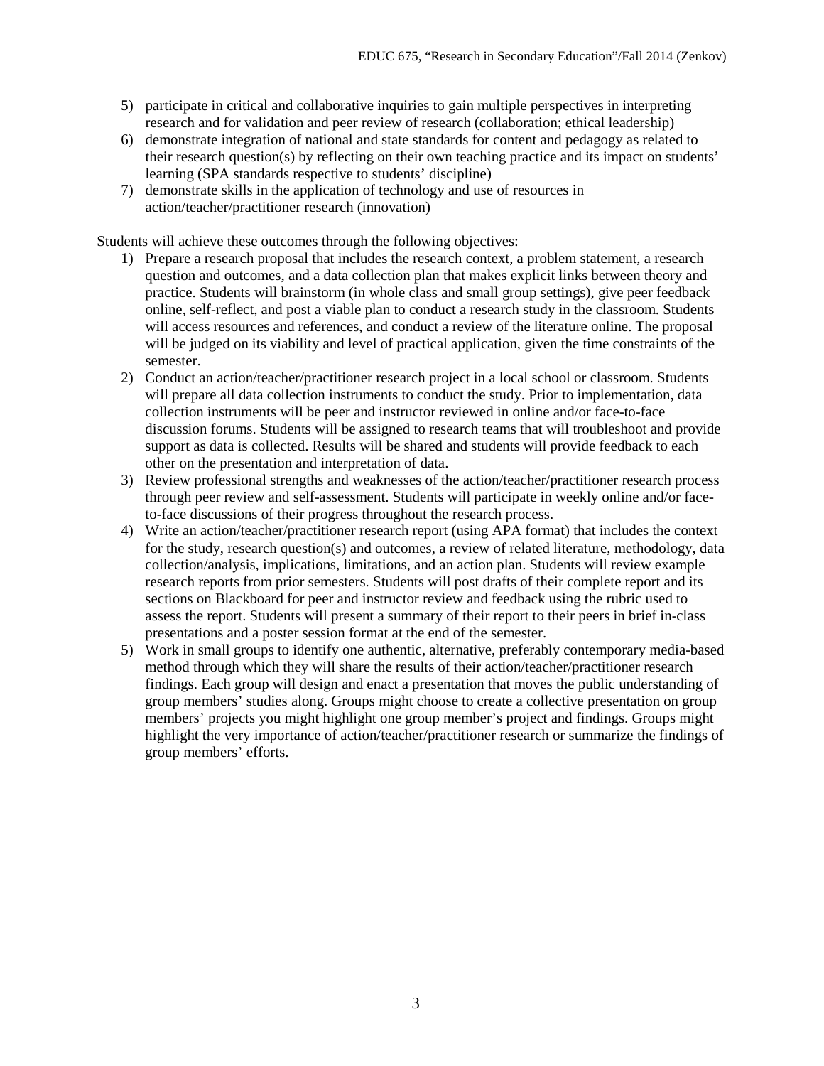5) participate in critical and collaborative inquiries to gain multiple perspectives in interpreting research and for validation and peer review of research (collaboration; ethical leadership)
6) demonstrate integration of national and state standards for content and pedagogy as related to their research question(s) by reflecting on their own teaching practice and its impact on students' learning (SPA standards respective to students' discipline)
7) demonstrate skills in the application of technology and use of resources in action/teacher/practitioner research (innovation)

Students will achieve these outcomes through the following objectives:

1) Prepare a research proposal that includes the research context, a problem statement, a research question and outcomes, and a data collection plan that makes explicit links between theory and practice. Students will brainstorm (in whole class and small group settings), give peer feedback online, self-reflect, and post a viable plan to conduct a research study in the classroom. Students will access resources and references, and conduct a review of the literature online. The proposal will be judged on its viability and level of practical application, given the time constraints of the semester.
2) Conduct an action/teacher/practitioner research project in a local school or classroom. Students will prepare all data collection instruments to conduct the study. Prior to implementation, data collection instruments will be peer and instructor reviewed in online and/or face-to-face discussion forums. Students will be assigned to research teams that will troubleshoot and provide support as data is collected. Results will be shared and students will provide feedback to each other on the presentation and interpretation of data.
3) Review professional strengths and weaknesses of the action/teacher/practitioner research process through peer review and self-assessment. Students will participate in weekly online and/or face-to-face discussions of their progress throughout the research process.
4) Write an action/teacher/practitioner research report (using APA format) that includes the context for the study, research question(s) and outcomes, a review of related literature, methodology, data collection/analysis, implications, limitations, and an action plan. Students will review example research reports from prior semesters. Students will post drafts of their complete report and its sections on Blackboard for peer and instructor review and feedback using the rubric used to assess the report. Students will present a summary of their report to their peers in brief in-class presentations and a poster session format at the end of the semester.
5) Work in small groups to identify one authentic, alternative, preferably contemporary media-based method through which they will share the results of their action/teacher/practitioner research findings. Each group will design and enact a presentation that moves the public understanding of group members' studies along. Groups might choose to create a collective presentation on group members' projects you might highlight one group member's project and findings. Groups might highlight the very importance of action/teacher/practitioner research or summarize the findings of group members' efforts.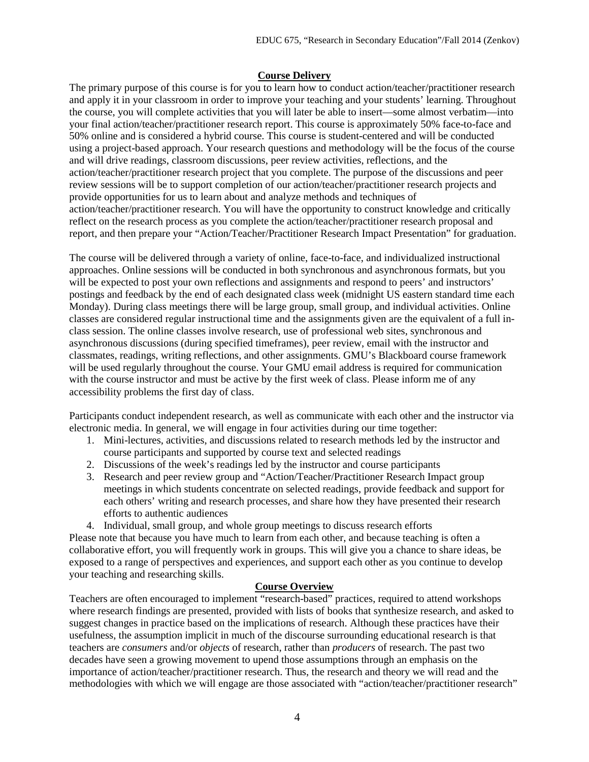## Course Delivery

The primary purpose of this course is for you to learn how to conduct action/teacher/practitioner research and apply it in your classroom in order to improve your teaching and your students' learning. Throughout the course, you will complete activities that you will later be able to insert—some almost verbatim—into your final action/teacher/practitioner research report. This course is approximately 50% face-to-face and 50% online and is considered a hybrid course. This course is student-centered and will be conducted using a project-based approach. Your research questions and methodology will be the focus of the course and will drive readings, classroom discussions, peer review activities, reflections, and the action/teacher/practitioner research project that you complete. The purpose of the discussions and peer review sessions will be to support completion of our action/teacher/practitioner research projects and provide opportunities for us to learn about and analyze methods and techniques of action/teacher/practitioner research. You will have the opportunity to construct knowledge and critically reflect on the research process as you complete the action/teacher/practitioner research proposal and report, and then prepare your "Action/Teacher/Practitioner Research Impact Presentation" for graduation.

The course will be delivered through a variety of online, face-to-face, and individualized instructional approaches. Online sessions will be conducted in both synchronous and asynchronous formats, but you will be expected to post your own reflections and assignments and respond to peers' and instructors' postings and feedback by the end of each designated class week (midnight US eastern standard time each Monday). During class meetings there will be large group, small group, and individual activities. Online classes are considered regular instructional time and the assignments given are the equivalent of a full in-class session. The online classes involve research, use of professional web sites, synchronous and asynchronous discussions (during specified timeframes), peer review, email with the instructor and classmates, readings, writing reflections, and other assignments. GMU's Blackboard course framework will be used regularly throughout the course. Your GMU email address is required for communication with the course instructor and must be active by the first week of class. Please inform me of any accessibility problems the first day of class.

Participants conduct independent research, as well as communicate with each other and the instructor via electronic media. In general, we will engage in four activities during our time together:

1. Mini-lectures, activities, and discussions related to research methods led by the instructor and course participants and supported by course text and selected readings
2. Discussions of the week's readings led by the instructor and course participants
3. Research and peer review group and "Action/Teacher/Practitioner Research Impact group meetings in which students concentrate on selected readings, provide feedback and support for each others' writing and research processes, and share how they have presented their research efforts to authentic audiences
4. Individual, small group, and whole group meetings to discuss research efforts

Please note that because you have much to learn from each other, and because teaching is often a collaborative effort, you will frequently work in groups. This will give you a chance to share ideas, be exposed to a range of perspectives and experiences, and support each other as you continue to develop your teaching and researching skills.

## Course Overview

Teachers are often encouraged to implement "research-based" practices, required to attend workshops where research findings are presented, provided with lists of books that synthesize research, and asked to suggest changes in practice based on the implications of research. Although these practices have their usefulness, the assumption implicit in much of the discourse surrounding educational research is that teachers are *consumers* and/or *objects* of research, rather than *producers* of research. The past two decades have seen a growing movement to upend those assumptions through an emphasis on the importance of action/teacher/practitioner research. Thus, the research and theory we will read and the methodologies with which we will engage are those associated with "action/teacher/practitioner research"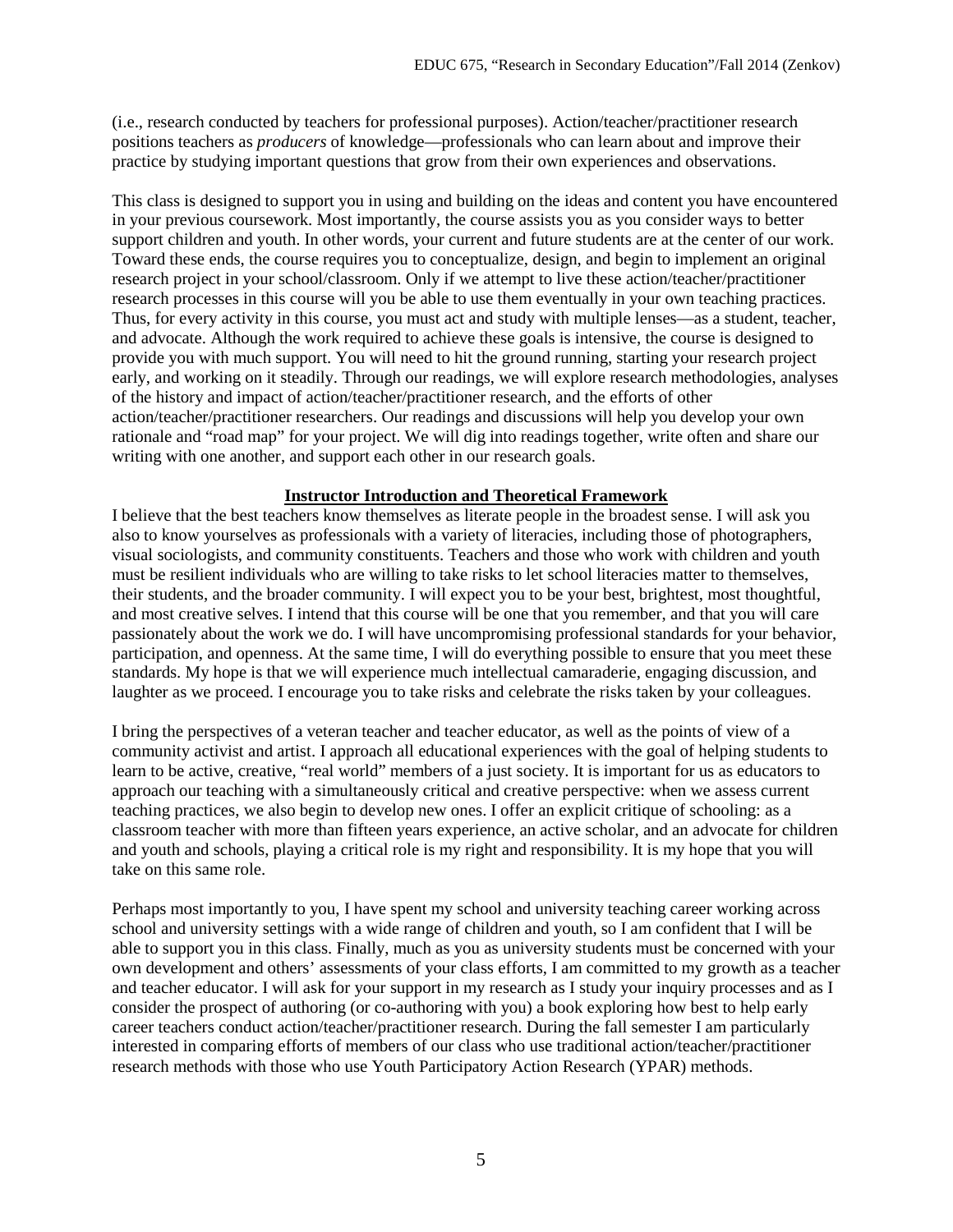(i.e., research conducted by teachers for professional purposes). Action/teacher/practitioner research positions teachers as *producers* of knowledge—professionals who can learn about and improve their practice by studying important questions that grow from their own experiences and observations.

This class is designed to support you in using and building on the ideas and content you have encountered in your previous coursework. Most importantly, the course assists you as you consider ways to better support children and youth. In other words, your current and future students are at the center of our work. Toward these ends, the course requires you to conceptualize, design, and begin to implement an original research project in your school/classroom. Only if we attempt to live these action/teacher/practitioner research processes in this course will you be able to use them eventually in your own teaching practices. Thus, for every activity in this course, you must act and study with multiple lenses—as a student, teacher, and advocate. Although the work required to achieve these goals is intensive, the course is designed to provide you with much support. You will need to hit the ground running, starting your research project early, and working on it steadily. Through our readings, we will explore research methodologies, analyses of the history and impact of action/teacher/practitioner research, and the efforts of other action/teacher/practitioner researchers. Our readings and discussions will help you develop your own rationale and "road map" for your project. We will dig into readings together, write often and share our writing with one another, and support each other in our research goals.

## Instructor Introduction and Theoretical Framework

I believe that the best teachers know themselves as literate people in the broadest sense. I will ask you also to know yourselves as professionals with a variety of literacies, including those of photographers, visual sociologists, and community constituents. Teachers and those who work with children and youth must be resilient individuals who are willing to take risks to let school literacies matter to themselves, their students, and the broader community. I will expect you to be your best, brightest, most thoughtful, and most creative selves. I intend that this course will be one that you remember, and that you will care passionately about the work we do. I will have uncompromising professional standards for your behavior, participation, and openness. At the same time, I will do everything possible to ensure that you meet these standards. My hope is that we will experience much intellectual camaraderie, engaging discussion, and laughter as we proceed. I encourage you to take risks and celebrate the risks taken by your colleagues.

I bring the perspectives of a veteran teacher and teacher educator, as well as the points of view of a community activist and artist. I approach all educational experiences with the goal of helping students to learn to be active, creative, "real world" members of a just society. It is important for us as educators to approach our teaching with a simultaneously critical and creative perspective: when we assess current teaching practices, we also begin to develop new ones. I offer an explicit critique of schooling: as a classroom teacher with more than fifteen years experience, an active scholar, and an advocate for children and youth and schools, playing a critical role is my right and responsibility. It is my hope that you will take on this same role.

Perhaps most importantly to you, I have spent my school and university teaching career working across school and university settings with a wide range of children and youth, so I am confident that I will be able to support you in this class. Finally, much as you as university students must be concerned with your own development and others' assessments of your class efforts, I am committed to my growth as a teacher and teacher educator. I will ask for your support in my research as I study your inquiry processes and as I consider the prospect of authoring (or co-authoring with you) a book exploring how best to help early career teachers conduct action/teacher/practitioner research. During the fall semester I am particularly interested in comparing efforts of members of our class who use traditional action/teacher/practitioner research methods with those who use Youth Participatory Action Research (YPAR) methods.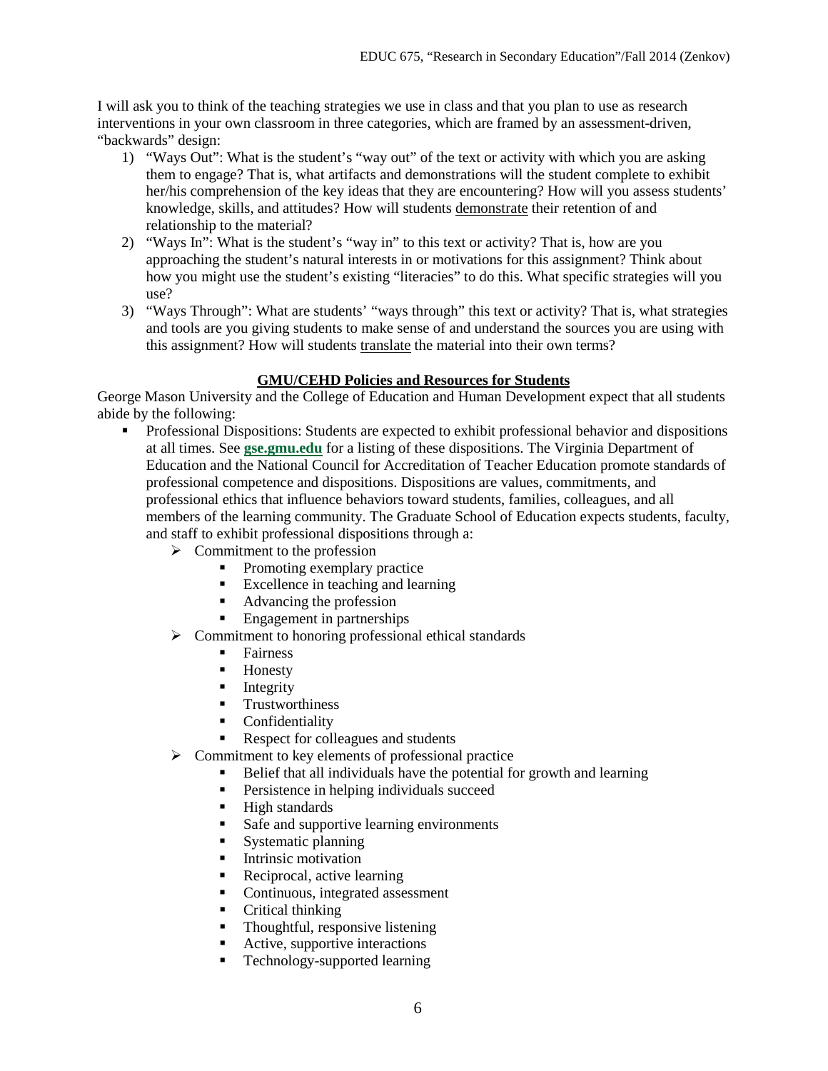I will ask you to think of the teaching strategies we use in class and that you plan to use as research interventions in your own classroom in three categories, which are framed by an assessment-driven, "backwards" design:

1) "Ways Out": What is the student's "way out" of the text or activity with which you are asking them to engage? That is, what artifacts and demonstrations will the student complete to exhibit her/his comprehension of the key ideas that they are encountering? How will you assess students' knowledge, skills, and attitudes? How will students <u>demonstrate</u> their retention of and relationship to the material?
2) "Ways In": What is the student's "way in" to this text or activity? That is, how are you approaching the student's natural interests in or motivations for this assignment? Think about how you might use the student's existing "literacies" to do this. What specific strategies will you use?
3) "Ways Through": What are students' "ways through" this text or activity? That is, what strategies and tools are you giving students to make sense of and understand the sources you are using with this assignment? How will students <u>translate</u> the material into their own terms?

## GMU/CEHD Policies and Resources for Students

George Mason University and the College of Education and Human Development expect that all students abide by the following:

- Professional Dispositions: Students are expected to exhibit professional behavior and dispositions at all times. See **gse.gmu.edu** for a listing of these dispositions. The Virginia Department of Education and the National Council for Accreditation of Teacher Education promote standards of professional competence and dispositions. Dispositions are values, commitments, and professional ethics that influence behaviors toward students, families, colleagues, and all members of the learning community. The Graduate School of Education expects students, faculty, and staff to exhibit professional dispositions through a:
  - Commitment to the profession
    - Promoting exemplary practice
    - Excellence in teaching and learning
    - Advancing the profession
    - Engagement in partnerships
  - Commitment to honoring professional ethical standards
    - Fairness
    - Honesty
    - Integrity
    - Trustworthiness
    - Confidentiality
    - Respect for colleagues and students
  - Commitment to key elements of professional practice
    - Belief that all individuals have the potential for growth and learning
    - Persistence in helping individuals succeed
    - High standards
    - Safe and supportive learning environments
    - Systematic planning
    - Intrinsic motivation
    - Reciprocal, active learning
    - Continuous, integrated assessment
    - Critical thinking
    - Thoughtful, responsive listening
    - Active, supportive interactions
    - Technology-supported learning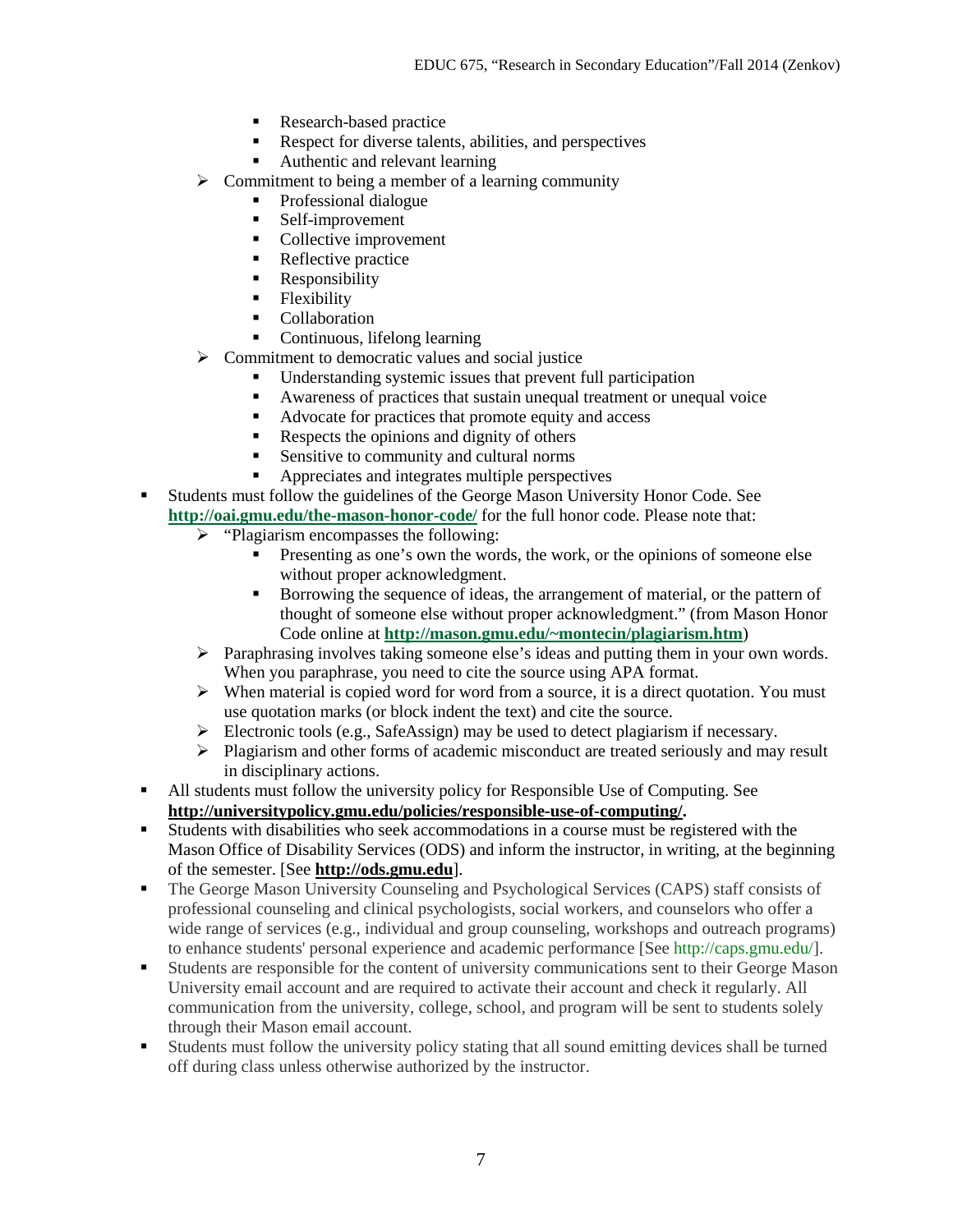- Research-based practice
        - Respect for diverse talents, abilities, and perspectives
        - Authentic and relevant learning
    - Commitment to being a member of a learning community
        - Professional dialogue
        - Self-improvement
        - Collective improvement
        - Reflective practice
        - Responsibility
        - Flexibility
        - Collaboration
        - Continuous, lifelong learning
    - Commitment to democratic values and social justice
        - Understanding systemic issues that prevent full participation
        - Awareness of practices that sustain unequal treatment or unequal voice
        - Advocate for practices that promote equity and access
        - Respects the opinions and dignity of others
        - Sensitive to community and cultural norms
        - Appreciates and integrates multiple perspectives
- Students must follow the guidelines of the George Mason University Honor Code. See **http://oai.gmu.edu/the-mason-honor-code/** for the full honor code. Please note that:
    - "Plagiarism encompasses the following:
        - Presenting as one's own the words, the work, or the opinions of someone else without proper acknowledgment.
        - Borrowing the sequence of ideas, the arrangement of material, or the pattern of thought of someone else without proper acknowledgment." (from Mason Honor Code online at **http://mason.gmu.edu/~montecin/plagiarism.htm**)
    - Paraphrasing involves taking someone else's ideas and putting them in your own words. When you paraphrase, you need to cite the source using APA format.
    - When material is copied word for word from a source, it is a direct quotation. You must use quotation marks (or block indent the text) and cite the source.
    - Electronic tools (e.g., SafeAssign) may be used to detect plagiarism if necessary.
    - Plagiarism and other forms of academic misconduct are treated seriously and may result in disciplinary actions.
- All students must follow the university policy for Responsible Use of Computing. See **http://universitypolicy.gmu.edu/policies/responsible-use-of-computing/.**
- Students with disabilities who seek accommodations in a course must be registered with the Mason Office of Disability Services (ODS) and inform the instructor, in writing, at the beginning of the semester. [See **http://ods.gmu.edu**].
- The George Mason University Counseling and Psychological Services (CAPS) staff consists of professional counseling and clinical psychologists, social workers, and counselors who offer a wide range of services (e.g., individual and group counseling, workshops and outreach programs) to enhance students' personal experience and academic performance [See http://caps.gmu.edu/].
- Students are responsible for the content of university communications sent to their George Mason University email account and are required to activate their account and check it regularly. All communication from the university, college, school, and program will be sent to students solely through their Mason email account.
- Students must follow the university policy stating that all sound emitting devices shall be turned off during class unless otherwise authorized by the instructor.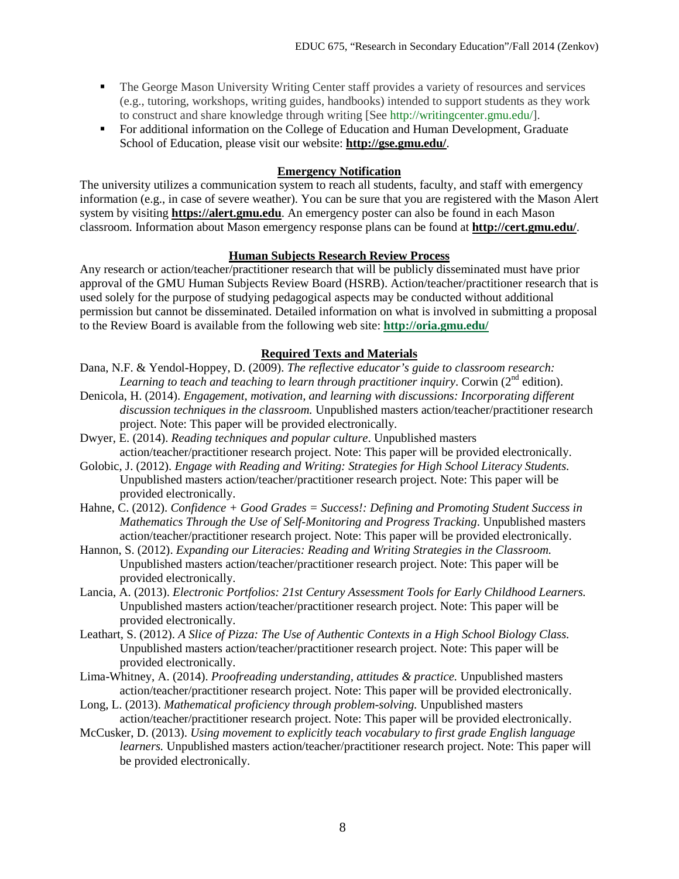- The George Mason University Writing Center staff provides a variety of resources and services (e.g., tutoring, workshops, writing guides, handbooks) intended to support students as they work to construct and share knowledge through writing [See http://writingcenter.gmu.edu/].
- For additional information on the College of Education and Human Development, Graduate School of Education, please visit our website: **http://gse.gmu.edu/**.

### Emergency Notification

The university utilizes a communication system to reach all students, faculty, and staff with emergency information (e.g., in case of severe weather). You can be sure that you are registered with the Mason Alert system by visiting **https://alert.gmu.edu**. An emergency poster can also be found in each Mason classroom. Information about Mason emergency response plans can be found at **http://cert.gmu.edu/**.

### Human Subjects Research Review Process

Any research or action/teacher/practitioner research that will be publicly disseminated must have prior approval of the GMU Human Subjects Review Board (HSRB). Action/teacher/practitioner research that is used solely for the purpose of studying pedagogical aspects may be conducted without additional permission but cannot be disseminated. Detailed information on what is involved in submitting a proposal to the Review Board is available from the following web site: **http://oria.gmu.edu/**

### Required Texts and Materials

Dana, N.F. & Yendol-Hoppey, D. (2009). *The reflective educator's guide to classroom research: Learning to teach and teaching to learn through practitioner inquiry*. Corwin (2nd edition).

Denicola, H. (2014). *Engagement, motivation, and learning with discussions: Incorporating different discussion techniques in the classroom.* Unpublished masters action/teacher/practitioner research project. Note: This paper will be provided electronically.

Dwyer, E. (2014). *Reading techniques and popular culture*. Unpublished masters action/teacher/practitioner research project. Note: This paper will be provided electronically.

Golobic, J. (2012). *Engage with Reading and Writing: Strategies for High School Literacy Students.* Unpublished masters action/teacher/practitioner research project. Note: This paper will be provided electronically.

Hahne, C. (2012). *Confidence + Good Grades = Success!: Defining and Promoting Student Success in Mathematics Through the Use of Self-Monitoring and Progress Tracking*. Unpublished masters action/teacher/practitioner research project. Note: This paper will be provided electronically.

Hannon, S. (2012). *Expanding our Literacies: Reading and Writing Strategies in the Classroom.* Unpublished masters action/teacher/practitioner research project. Note: This paper will be provided electronically.

Lancia, A. (2013). *Electronic Portfolios: 21st Century Assessment Tools for Early Childhood Learners.* Unpublished masters action/teacher/practitioner research project. Note: This paper will be provided electronically.

Leathart, S. (2012). *A Slice of Pizza: The Use of Authentic Contexts in a High School Biology Class.* Unpublished masters action/teacher/practitioner research project. Note: This paper will be provided electronically.

Lima-Whitney, A. (2014). *Proofreading understanding, attitudes & practice.* Unpublished masters action/teacher/practitioner research project. Note: This paper will be provided electronically.

Long, L. (2013). *Mathematical proficiency through problem-solving.* Unpublished masters action/teacher/practitioner research project. Note: This paper will be provided electronically.

McCusker, D. (2013). *Using movement to explicitly teach vocabulary to first grade English language learners.* Unpublished masters action/teacher/practitioner research project. Note: This paper will be provided electronically.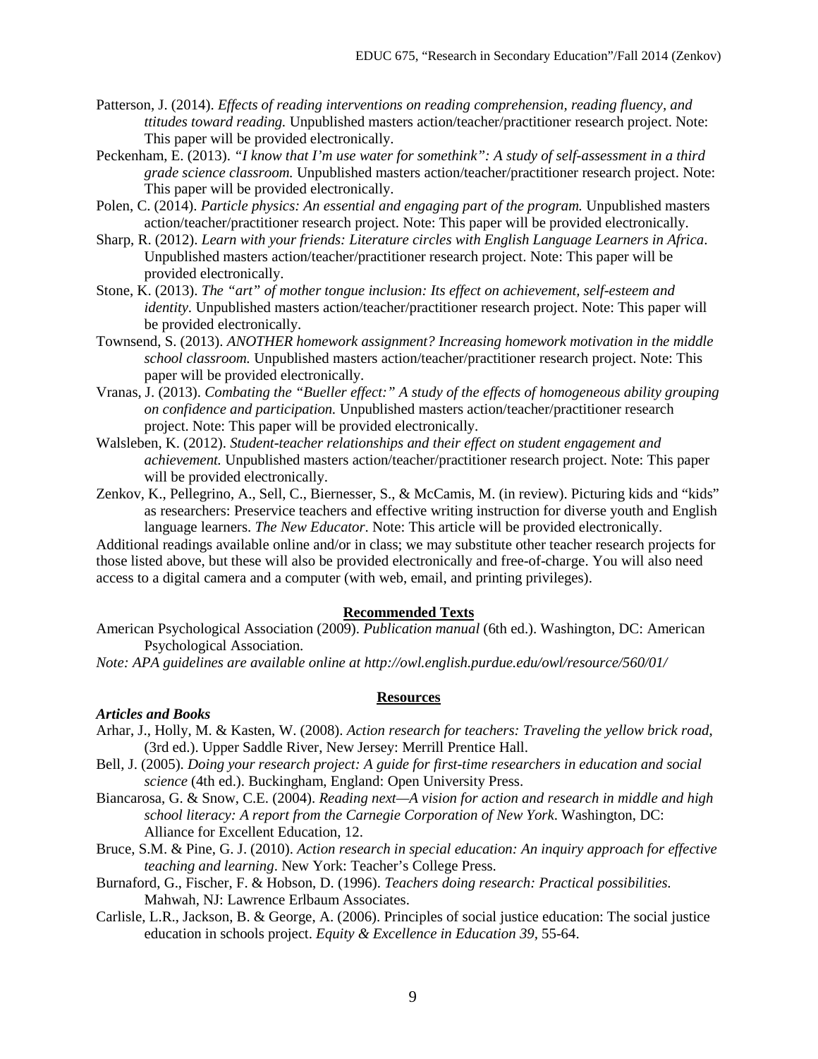Patterson, J. (2014). *Effects of reading interventions on reading comprehension, reading fluency, and ttitudes toward reading.* Unpublished masters action/teacher/practitioner research project. Note: This paper will be provided electronically.

Peckenham, E. (2013). *"I know that I'm use water for somethink": A study of self-assessment in a third grade science classroom.* Unpublished masters action/teacher/practitioner research project. Note: This paper will be provided electronically.

Polen, C. (2014). *Particle physics: An essential and engaging part of the program.* Unpublished masters action/teacher/practitioner research project. Note: This paper will be provided electronically.

Sharp, R. (2012). *Learn with your friends: Literature circles with English Language Learners in Africa*. Unpublished masters action/teacher/practitioner research project. Note: This paper will be provided electronically.

Stone, K. (2013). *The "art" of mother tongue inclusion: Its effect on achievement, self-esteem and identity.* Unpublished masters action/teacher/practitioner research project. Note: This paper will be provided electronically.

Townsend, S. (2013). *ANOTHER homework assignment? Increasing homework motivation in the middle school classroom.* Unpublished masters action/teacher/practitioner research project. Note: This paper will be provided electronically.

Vranas, J. (2013). *Combating the "Bueller effect:" A study of the effects of homogeneous ability grouping on confidence and participation.* Unpublished masters action/teacher/practitioner research project. Note: This paper will be provided electronically.

Walsleben, K. (2012). *Student-teacher relationships and their effect on student engagement and achievement.* Unpublished masters action/teacher/practitioner research project. Note: This paper will be provided electronically.

Zenkov, K., Pellegrino, A., Sell, C., Biernesser, S., & McCamis, M. (in review). Picturing kids and "kids" as researchers: Preservice teachers and effective writing instruction for diverse youth and English language learners. *The New Educator*. Note: This article will be provided electronically.

Additional readings available online and/or in class; we may substitute other teacher research projects for those listed above, but these will also be provided electronically and free-of-charge. You will also need access to a digital camera and a computer (with web, email, and printing privileges).

## Recommended Texts

American Psychological Association (2009). *Publication manual* (6th ed.). Washington, DC: American Psychological Association.

*Note: APA guidelines are available online at http://owl.english.purdue.edu/owl/resource/560/01/*

## Resources

### *Articles and Books*

Arhar, J., Holly, M. & Kasten, W. (2008). *Action research for teachers: Traveling the yellow brick road*, (3rd ed.). Upper Saddle River, New Jersey: Merrill Prentice Hall.

Bell, J. (2005). *Doing your research project: A guide for first-time researchers in education and social science* (4th ed.). Buckingham, England: Open University Press.

Biancarosa, G. & Snow, C.E. (2004). *Reading next—A vision for action and research in middle and high school literacy: A report from the Carnegie Corporation of New York*. Washington, DC: Alliance for Excellent Education, 12.

Bruce, S.M. & Pine, G. J. (2010). *Action research in special education: An inquiry approach for effective teaching and learning*. New York: Teacher's College Press.

Burnaford, G., Fischer, F. & Hobson, D. (1996). *Teachers doing research: Practical possibilities.* Mahwah, NJ: Lawrence Erlbaum Associates.

Carlisle, L.R., Jackson, B. & George, A. (2006). Principles of social justice education: The social justice education in schools project. *Equity & Excellence in Education 39*, 55-64.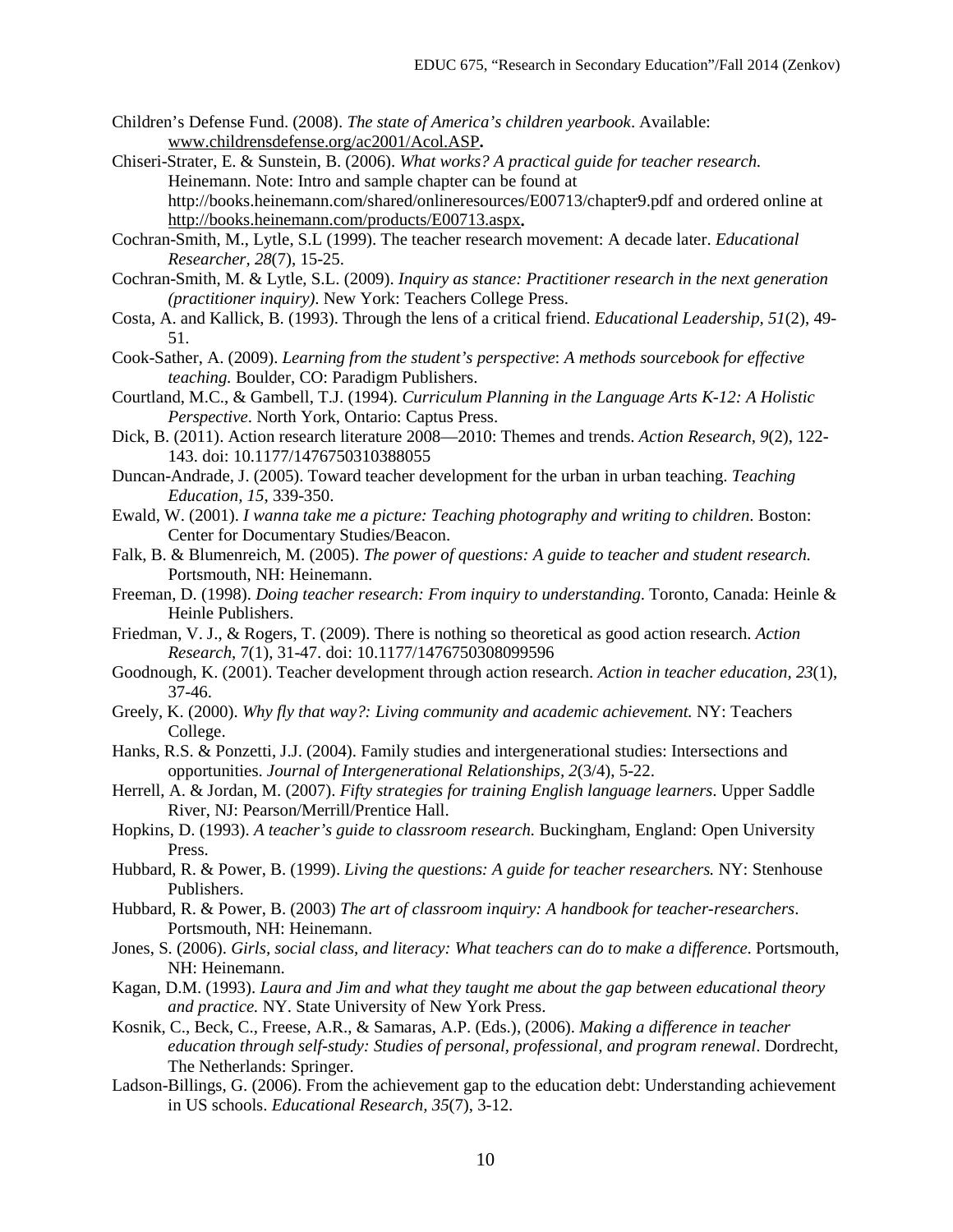Children's Defense Fund. (2008). *The state of America's children yearbook*. Available: www.childrensdefense.org/ac2001/Acol.ASP.

Chiseri-Strater, E. & Sunstein, B. (2006). *What works? A practical guide for teacher research.* Heinemann. Note: Intro and sample chapter can be found at http://books.heinemann.com/shared/onlineresources/E00713/chapter9.pdf and ordered online at http://books.heinemann.com/products/E00713.aspx.

Cochran-Smith, M., Lytle, S.L (1999). The teacher research movement: A decade later. *Educational Researcher, 28*(7), 15-25.

Cochran-Smith, M. & Lytle, S.L. (2009). *Inquiry as stance: Practitioner research in the next generation (practitioner inquiry)*. New York: Teachers College Press.

Costa, A. and Kallick, B. (1993). Through the lens of a critical friend. *Educational Leadership, 51*(2), 49-51.

Cook-Sather, A. (2009). *Learning from the student's perspective*: *A methods sourcebook for effective teaching.* Boulder, CO: Paradigm Publishers.

Courtland, M.C., & Gambell, T.J. (1994). *Curriculum Planning in the Language Arts K-12: A Holistic Perspective*. North York, Ontario: Captus Press.

Dick, B. (2011). Action research literature 2008—2010: Themes and trends. *Action Research, 9*(2), 122-143. doi: 10.1177/1476750310388055

Duncan-Andrade, J. (2005). Toward teacher development for the urban in urban teaching. *Teaching Education, 15*, 339-350.

Ewald, W. (2001). *I wanna take me a picture: Teaching photography and writing to children*. Boston: Center for Documentary Studies/Beacon.

Falk, B. & Blumenreich, M. (2005). *The power of questions: A guide to teacher and student research.* Portsmouth, NH: Heinemann.

Freeman, D. (1998). *Doing teacher research: From inquiry to understanding*. Toronto, Canada: Heinle & Heinle Publishers.

Friedman, V. J., & Rogers, T. (2009). There is nothing so theoretical as good action research. *Action Research*, 7(1), 31-47. doi: 10.1177/1476750308099596

Goodnough, K. (2001). Teacher development through action research. *Action in teacher education, 23*(1), 37-46.

Greely, K. (2000). *Why fly that way?: Living community and academic achievement.* NY: Teachers College.

Hanks, R.S. & Ponzetti, J.J. (2004). Family studies and intergenerational studies: Intersections and opportunities. *Journal of Intergenerational Relationships, 2*(3/4), 5-22.

Herrell, A. & Jordan, M. (2007). *Fifty strategies for training English language learners*. Upper Saddle River, NJ: Pearson/Merrill/Prentice Hall.

Hopkins, D. (1993). *A teacher's guide to classroom research.* Buckingham, England: Open University Press.

Hubbard, R. & Power, B. (1999). *Living the questions: A guide for teacher researchers.* NY: Stenhouse Publishers.

Hubbard, R. & Power, B. (2003) *The art of classroom inquiry: A handbook for teacher-researchers*. Portsmouth, NH: Heinemann.

Jones, S. (2006). *Girls, social class, and literacy: What teachers can do to make a difference*. Portsmouth, NH: Heinemann.

Kagan, D.M. (1993). *Laura and Jim and what they taught me about the gap between educational theory and practice.* NY. State University of New York Press.

Kosnik, C., Beck, C., Freese, A.R., & Samaras, A.P. (Eds.), (2006). *Making a difference in teacher education through self-study: Studies of personal, professional, and program renewal*. Dordrecht, The Netherlands: Springer.

Ladson-Billings, G. (2006). From the achievement gap to the education debt: Understanding achievement in US schools. *Educational Research, 35*(7), 3-12.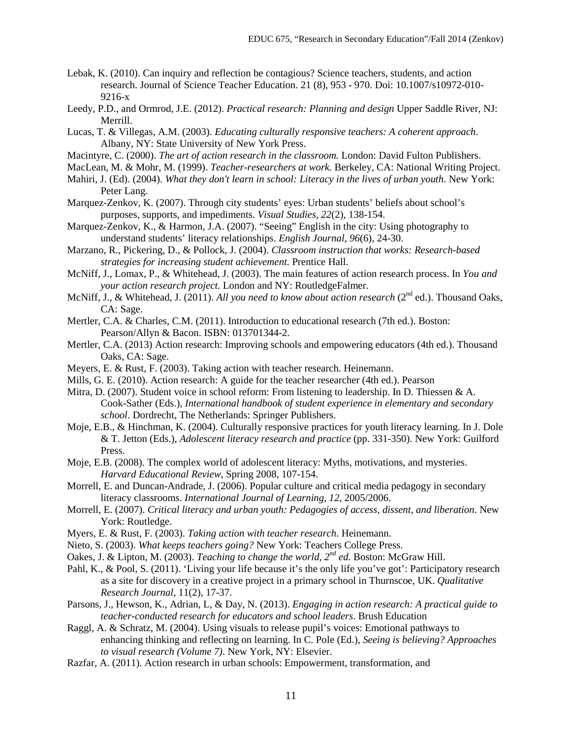Lebak, K. (2010). Can inquiry and reflection be contagious? Science teachers, students, and action research. Journal of Science Teacher Education. 21 (8), 953 - 970. Doi: 10.1007/s10972-010-9216-x

Leedy, P.D., and Ormrod, J.E. (2012). *Practical research: Planning and design* Upper Saddle River, NJ: Merrill.

Lucas, T. & Villegas, A.M. (2003). *Educating culturally responsive teachers: A coherent approach*. Albany, NY: State University of New York Press.

Macintyre, C. (2000). *The art of action research in the classroom.* London: David Fulton Publishers.

MacLean, M. & Mohr, M. (1999). *Teacher-researchers at work.* Berkeley, CA: National Writing Project.

Mahiri, J. (Ed). (2004). *What they don't learn in school: Literacy in the lives of urban youth*. New York: Peter Lang.

Marquez-Zenkov, K. (2007). Through city students' eyes: Urban students' beliefs about school's purposes, supports, and impediments. *Visual Studies, 22*(2), 138-154.

Marquez-Zenkov, K., & Harmon, J.A. (2007). "Seeing" English in the city: Using photography to understand students' literacy relationships. *English Journal, 96*(6), 24-30.

Marzano, R., Pickering, D., & Pollock, J. (2004). *Classroom instruction that works: Research-based strategies for increasing student achievement.* Prentice Hall.

McNiff, J., Lomax, P., & Whitehead, J. (2003). The main features of action research process. In *You and your action research project.* London and NY: RoutledgeFalmer.

McNiff, J., & Whitehead, J. (2011). *All you need to know about action research* (2nd ed.). Thousand Oaks, CA: Sage.

Mertler, C.A. & Charles, C.M. (2011). Introduction to educational research (7th ed.). Boston: Pearson/Allyn & Bacon. ISBN: 013701344-2.

Mertler, C.A. (2013) Action research: Improving schools and empowering educators (4th ed.). Thousand Oaks, CA: Sage.

Meyers, E. & Rust, F. (2003). Taking action with teacher research. Heinemann.

Mills, G. E. (2010). Action research: A guide for the teacher researcher (4th ed.). Pearson

Mitra, D. (2007). Student voice in school reform: From listening to leadership. In D. Thiessen & A. Cook-Sather (Eds.), *International handbook of student experience in elementary and secondary school*. Dordrecht, The Netherlands: Springer Publishers.

Moje, E.B., & Hinchman, K. (2004). Culturally responsive practices for youth literacy learning. In J. Dole & T. Jetton (Eds.), *Adolescent literacy research and practice* (pp. 331-350). New York: Guilford Press.

Moje, E.B. (2008). The complex world of adolescent literacy: Myths, motivations, and mysteries. *Harvard Educational Review*, Spring 2008, 107-154.

Morrell, E. and Duncan-Andrade, J. (2006). Popular culture and critical media pedagogy in secondary literacy classrooms. *International Journal of Learning, 12*, 2005/2006.

Morrell, E. (2007). *Critical literacy and urban youth: Pedagogies of access, dissent, and liberation*. New York: Routledge.

Myers, E. & Rust, F. (2003). *Taking action with teacher research*. Heinemann.

Nieto, S. (2003). *What keeps teachers going?* New York: Teachers College Press.

Oakes, J. & Lipton, M. (2003). *Teaching to change the world, 2nd ed.* Boston: McGraw Hill.

Pahl, K., & Pool, S. (2011). 'Living your life because it's the only life you've got': Participatory research as a site for discovery in a creative project in a primary school in Thurnscoe, UK. *Qualitative Research Journal*, 11(2), 17-37.

Parsons, J., Hewson, K., Adrian, L, & Day, N. (2013). *Engaging in action research: A practical guide to teacher-conducted research for educators and school leaders*. Brush Education

Raggl, A. & Schratz, M. (2004). Using visuals to release pupil's voices: Emotional pathways to enhancing thinking and reflecting on learning. In C. Pole (Ed.), *Seeing is believing? Approaches to visual research (Volume 7)*. New York, NY: Elsevier.

Razfar, A. (2011). Action research in urban schools: Empowerment, transformation, and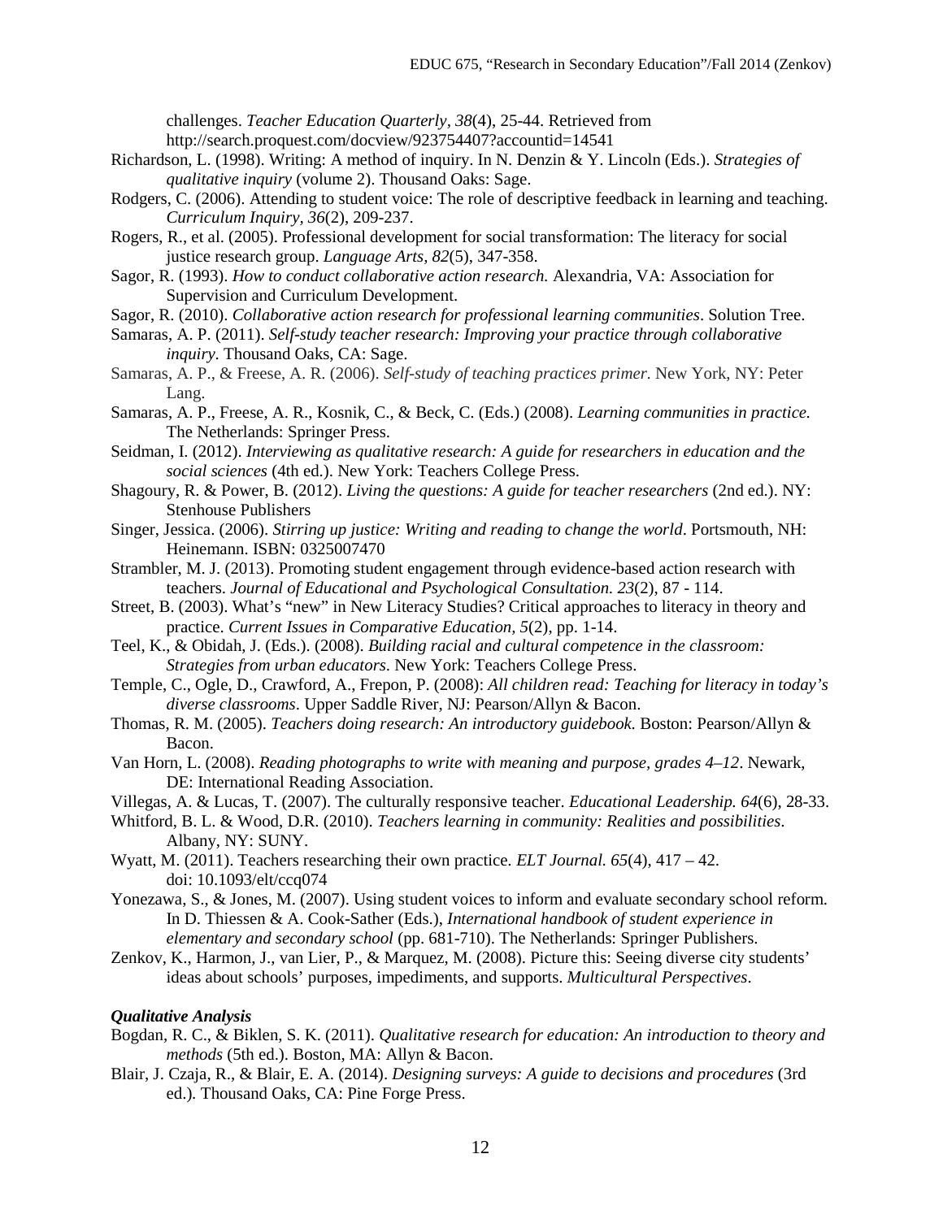challenges. *Teacher Education Quarterly*, *38*(4), 25-44. Retrieved from http://search.proquest.com/docview/923754407?accountid=14541

Richardson, L. (1998). Writing: A method of inquiry. In N. Denzin & Y. Lincoln (Eds.). *Strategies of qualitative inquiry* (volume 2). Thousand Oaks: Sage.

Rodgers, C. (2006). Attending to student voice: The role of descriptive feedback in learning and teaching. *Curriculum Inquiry*, *36*(2), 209-237.

Rogers, R., et al. (2005). Professional development for social transformation: The literacy for social justice research group. *Language Arts, 82*(5), 347-358.

Sagor, R. (1993). *How to conduct collaborative action research.* Alexandria, VA: Association for Supervision and Curriculum Development.

Sagor, R. (2010). *Collaborative action research for professional learning communities*. Solution Tree.

Samaras, A. P. (2011). *Self-study teacher research: Improving your practice through collaborative inquiry.* Thousand Oaks, CA: Sage.

Samaras, A. P., & Freese, A. R. (2006). *Self-study of teaching practices primer.* New York, NY: Peter Lang.

Samaras, A. P., Freese, A. R., Kosnik, C., & Beck, C. (Eds.) (2008). *Learning communities in practice.* The Netherlands: Springer Press.

Seidman, I. (2012). *Interviewing as qualitative research: A guide for researchers in education and the social sciences* (4th ed.). New York: Teachers College Press.

Shagoury, R. & Power, B. (2012). *Living the questions: A guide for teacher researchers* (2nd ed.). NY: Stenhouse Publishers

Singer, Jessica. (2006). *Stirring up justice: Writing and reading to change the world*. Portsmouth, NH: Heinemann. ISBN: 0325007470

Strambler, M. J. (2013). Promoting student engagement through evidence-based action research with teachers. *Journal of Educational and Psychological Consultation. 23*(2), 87 - 114.

Street, B. (2003). What's "new" in New Literacy Studies? Critical approaches to literacy in theory and practice. *Current Issues in Comparative Education, 5*(2), pp. 1-14.

Teel, K., & Obidah, J. (Eds.). (2008). *Building racial and cultural competence in the classroom: Strategies from urban educators*. New York: Teachers College Press.

Temple, C., Ogle, D., Crawford, A., Frepon, P. (2008): *All children read: Teaching for literacy in today's diverse classrooms*. Upper Saddle River, NJ: Pearson/Allyn & Bacon.

Thomas, R. M. (2005). *Teachers doing research: An introductory guidebook.* Boston: Pearson/Allyn & Bacon.

Van Horn, L. (2008). *Reading photographs to write with meaning and purpose, grades 4–12*. Newark, DE: International Reading Association.

Villegas, A. & Lucas, T. (2007). The culturally responsive teacher. *Educational Leadership. 64*(6), 28-33.

Whitford, B. L. & Wood, D.R. (2010). *Teachers learning in community: Realities and possibilities*. Albany, NY: SUNY.

Wyatt, M. (2011). Teachers researching their own practice. *ELT Journal. 65*(4), 417 – 42. doi: 10.1093/elt/ccq074

Yonezawa, S., & Jones, M. (2007). Using student voices to inform and evaluate secondary school reform. In D. Thiessen & A. Cook-Sather (Eds.), *International handbook of student experience in elementary and secondary school* (pp. 681-710). The Netherlands: Springer Publishers.

Zenkov, K., Harmon, J., van Lier, P., & Marquez, M. (2008). Picture this: Seeing diverse city students' ideas about schools' purposes, impediments, and supports. *Multicultural Perspectives*.

***Qualitative Analysis***

Bogdan, R. C., & Biklen, S. K. (2011). *Qualitative research for education: An introduction to theory and methods* (5th ed.). Boston, MA: Allyn & Bacon.

Blair, J. Czaja, R., & Blair, E. A. (2014). *Designing surveys: A guide to decisions and procedures* (3rd ed.). Thousand Oaks, CA: Pine Forge Press.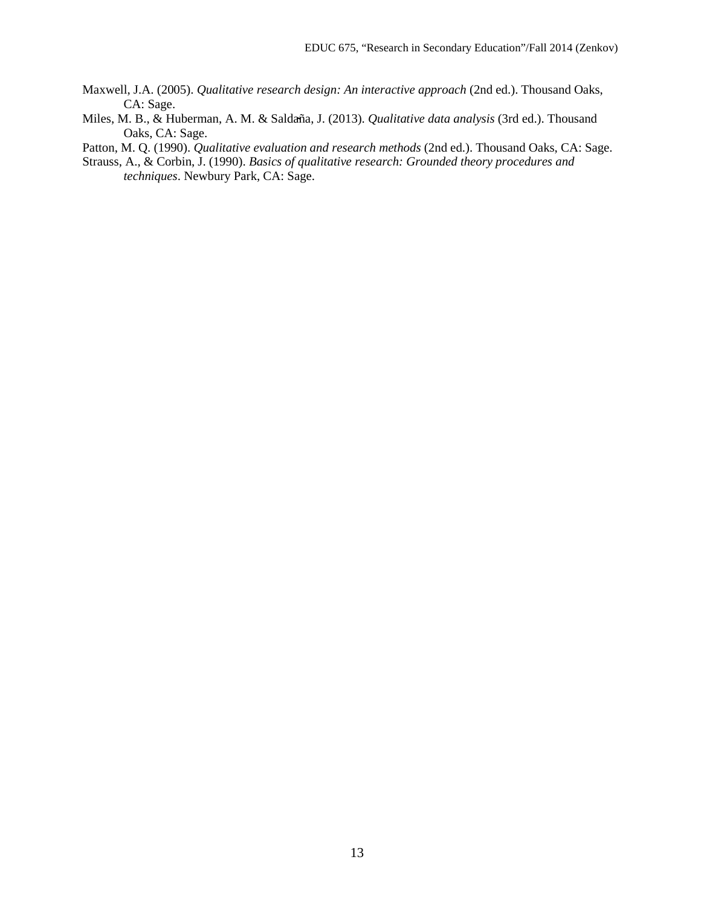Maxwell, J.A. (2005). *Qualitative research design: An interactive approach* (2nd ed.). Thousand Oaks, CA: Sage.

Miles, M. B., & Huberman, A. M. & Saldaña, J. (2013). *Qualitative data analysis* (3rd ed.). Thousand Oaks, CA: Sage.

Patton, M. Q. (1990). *Qualitative evaluation and research methods* (2nd ed.). Thousand Oaks, CA: Sage.

Strauss, A., & Corbin, J. (1990). *Basics of qualitative research: Grounded theory procedures and techniques*. Newbury Park, CA: Sage.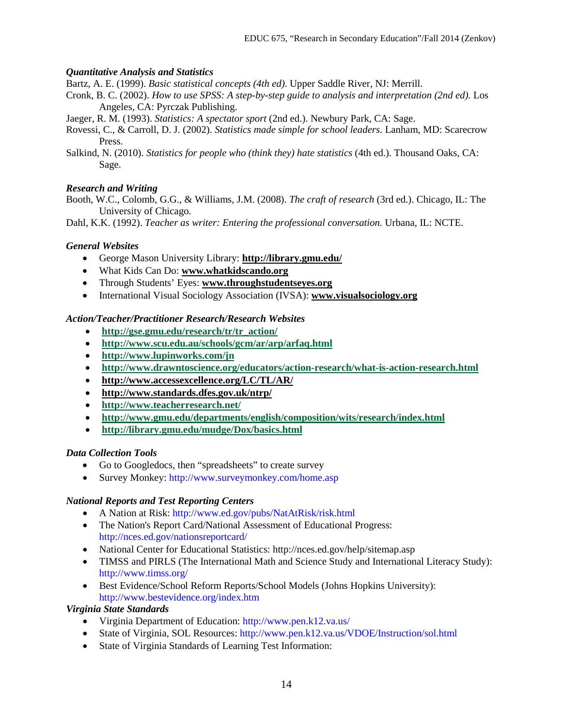### *Quantitative Analysis and Statistics*

Bartz, A. E. (1999). *Basic statistical concepts (4th ed)*. Upper Saddle River, NJ: Merrill.

Cronk, B. C. (2002). *How to use SPSS: A step-by-step guide to analysis and interpretation (2nd ed).* Los Angeles, CA: Pyrczak Publishing.

Jaeger, R. M. (1993). *Statistics: A spectator sport* (2nd ed.). Newbury Park, CA: Sage.

Rovessi, C., & Carroll, D. J. (2002). *Statistics made simple for school leaders.* Lanham, MD: Scarecrow Press.

Salkind, N. (2010). *Statistics for people who (think they) hate statistics* (4th ed.). Thousand Oaks, CA: Sage.

### *Research and Writing*

Booth, W.C., Colomb, G.G., & Williams, J.M. (2008). *The craft of research* (3rd ed.). Chicago, IL: The University of Chicago.

Dahl, K.K. (1992). *Teacher as writer: Entering the professional conversation.* Urbana, IL: NCTE.

### *General Websites*

- George Mason University Library: **http://library.gmu.edu/**
- What Kids Can Do: **www.whatkidscando.org**
- Through Students' Eyes: **www.throughstudentseyes.org**
- International Visual Sociology Association (IVSA): **www.visualsociology.org**

### *Action/Teacher/Practitioner Research/Research Websites*

- **http://gse.gmu.edu/research/tr/tr_action/**
- **http://www.scu.edu.au/schools/gcm/ar/arp/arfaq.html**
- **http://www.lupinworks.com/jn**
- **http://www.drawntoscience.org/educators/action-research/what-is-action-research.html**
- **http://www.accessexcellence.org/LC/TL/AR/**
- **http://www.standards.dfes.gov.uk/ntrp/**
- **http://www.teacherresearch.net/**
- **http://www.gmu.edu/departments/english/composition/wits/research/index.html**
- **http://library.gmu.edu/mudge/Dox/basics.html**

### *Data Collection Tools*

- Go to Googledocs, then "spreadsheets" to create survey
- Survey Monkey: http://www.surveymonkey.com/home.asp

### *National Reports and Test Reporting Centers*

- A Nation at Risk: http://www.ed.gov/pubs/NatAtRisk/risk.html
- The Nation's Report Card/National Assessment of Educational Progress: http://nces.ed.gov/nationsreportcard/
- National Center for Educational Statistics: http://nces.ed.gov/help/sitemap.asp
- TIMSS and PIRLS (The International Math and Science Study and International Literacy Study): http://www.timss.org/
- Best Evidence/School Reform Reports/School Models (Johns Hopkins University): http://www.bestevidence.org/index.htm

### *Virginia State Standards*

- Virginia Department of Education: http://www.pen.k12.va.us/
- State of Virginia, SOL Resources: http://www.pen.k12.va.us/VDOE/Instruction/sol.html
- State of Virginia Standards of Learning Test Information: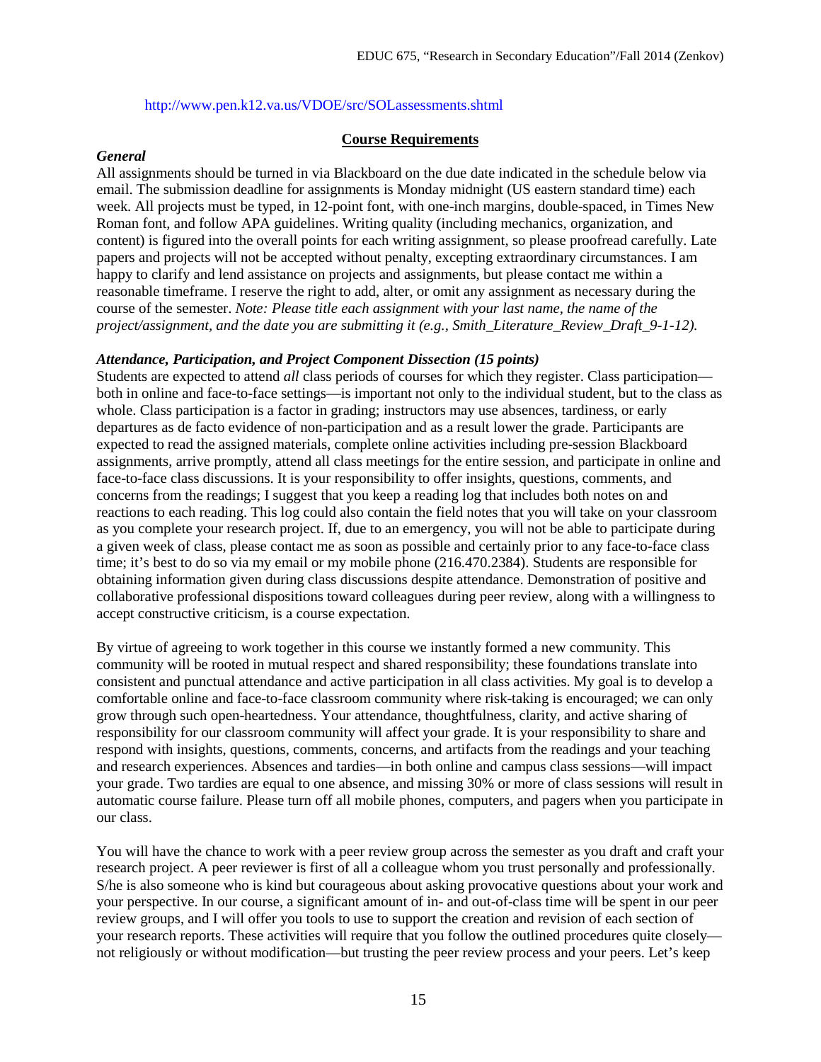http://www.pen.k12.va.us/VDOE/src/SOLassessments.shtml

## Course Requirements

***General***

All assignments should be turned in via Blackboard on the due date indicated in the schedule below via email. The submission deadline for assignments is Monday midnight (US eastern standard time) each week. All projects must be typed, in 12-point font, with one-inch margins, double-spaced, in Times New Roman font, and follow APA guidelines. Writing quality (including mechanics, organization, and content) is figured into the overall points for each writing assignment, so please proofread carefully. Late papers and projects will not be accepted without penalty, excepting extraordinary circumstances. I am happy to clarify and lend assistance on projects and assignments, but please contact me within a reasonable timeframe. I reserve the right to add, alter, or omit any assignment as necessary during the course of the semester. *Note: Please title each assignment with your last name, the name of the project/assignment, and the date you are submitting it (e.g., Smith_Literature_Review_Draft_9-1-12).*

***Attendance, Participation, and Project Component Dissection (15 points)***

Students are expected to attend *all* class periods of courses for which they register. Class participation—both in online and face-to-face settings—is important not only to the individual student, but to the class as whole. Class participation is a factor in grading; instructors may use absences, tardiness, or early departures as de facto evidence of non-participation and as a result lower the grade. Participants are expected to read the assigned materials, complete online activities including pre-session Blackboard assignments, arrive promptly, attend all class meetings for the entire session, and participate in online and face-to-face class discussions. It is your responsibility to offer insights, questions, comments, and concerns from the readings; I suggest that you keep a reading log that includes both notes on and reactions to each reading. This log could also contain the field notes that you will take on your classroom as you complete your research project. If, due to an emergency, you will not be able to participate during a given week of class, please contact me as soon as possible and certainly prior to any face-to-face class time; it's best to do so via my email or my mobile phone (216.470.2384). Students are responsible for obtaining information given during class discussions despite attendance. Demonstration of positive and collaborative professional dispositions toward colleagues during peer review, along with a willingness to accept constructive criticism, is a course expectation.

By virtue of agreeing to work together in this course we instantly formed a new community. This community will be rooted in mutual respect and shared responsibility; these foundations translate into consistent and punctual attendance and active participation in all class activities. My goal is to develop a comfortable online and face-to-face classroom community where risk-taking is encouraged; we can only grow through such open-heartedness. Your attendance, thoughtfulness, clarity, and active sharing of responsibility for our classroom community will affect your grade. It is your responsibility to share and respond with insights, questions, comments, concerns, and artifacts from the readings and your teaching and research experiences. Absences and tardies—in both online and campus class sessions—will impact your grade. Two tardies are equal to one absence, and missing 30% or more of class sessions will result in automatic course failure. Please turn off all mobile phones, computers, and pagers when you participate in our class.

You will have the chance to work with a peer review group across the semester as you draft and craft your research project. A peer reviewer is first of all a colleague whom you trust personally and professionally. S/he is also someone who is kind but courageous about asking provocative questions about your work and your perspective. In our course, a significant amount of in- and out-of-class time will be spent in our peer review groups, and I will offer you tools to use to support the creation and revision of each section of your research reports. These activities will require that you follow the outlined procedures quite closely—not religiously or without modification—but trusting the peer review process and your peers. Let's keep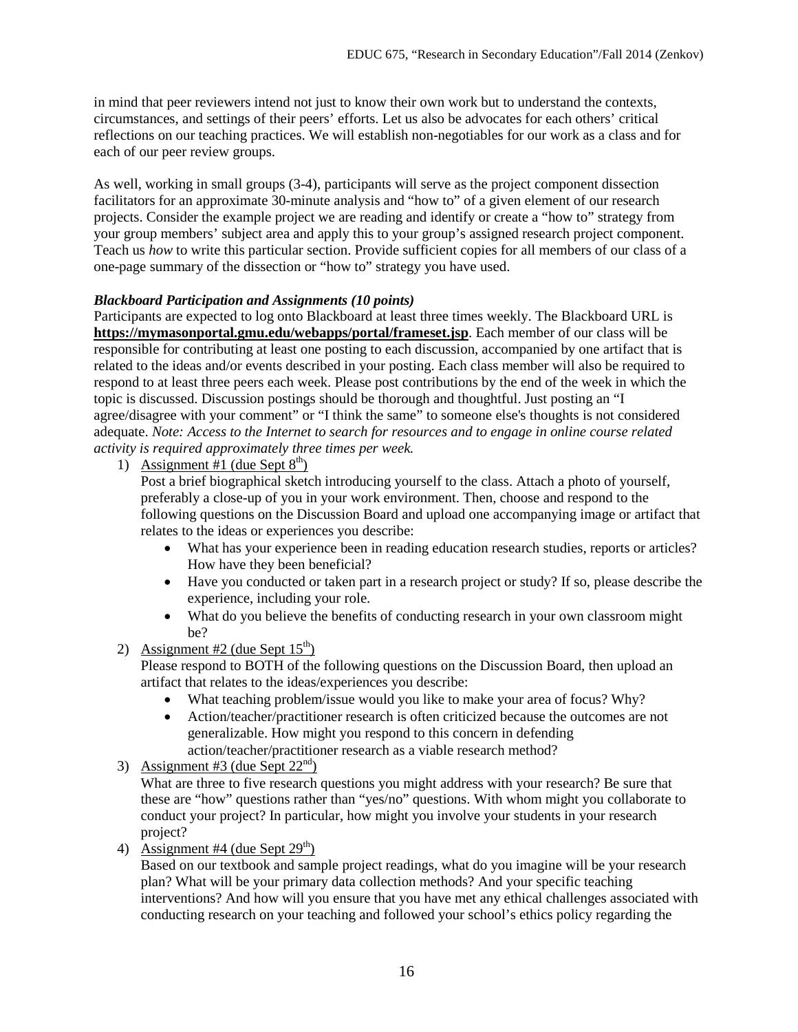in mind that peer reviewers intend not just to know their own work but to understand the contexts, circumstances, and settings of their peers' efforts. Let us also be advocates for each others' critical reflections on our teaching practices. We will establish non-negotiables for our work as a class and for each of our peer review groups.

As well, working in small groups (3-4), participants will serve as the project component dissection facilitators for an approximate 30-minute analysis and "how to" of a given element of our research projects. Consider the example project we are reading and identify or create a "how to" strategy from your group members' subject area and apply this to your group's assigned research project component. Teach us *how* to write this particular section. Provide sufficient copies for all members of our class of a one-page summary of the dissection or "how to" strategy you have used.

***Blackboard Participation and Assignments (10 points)***

Participants are expected to log onto Blackboard at least three times weekly. The Blackboard URL is **https://mymasonportal.gmu.edu/webapps/portal/frameset.jsp**. Each member of our class will be responsible for contributing at least one posting to each discussion, accompanied by one artifact that is related to the ideas and/or events described in your posting. Each class member will also be required to respond to at least three peers each week. Please post contributions by the end of the week in which the topic is discussed. Discussion postings should be thorough and thoughtful. Just posting an "I agree/disagree with your comment" or "I think the same" to someone else's thoughts is not considered adequate. *Note: Access to the Internet to search for resources and to engage in online course related activity is required approximately three times per week.*

1) Assignment #1 (due Sept 8th)
   Post a brief biographical sketch introducing yourself to the class. Attach a photo of yourself, preferably a close-up of you in your work environment. Then, choose and respond to the following questions on the Discussion Board and upload one accompanying image or artifact that relates to the ideas or experiences you describe:
   - What has your experience been in reading education research studies, reports or articles? How have they been beneficial?
   - Have you conducted or taken part in a research project or study? If so, please describe the experience, including your role.
   - What do you believe the benefits of conducting research in your own classroom might be?
2) Assignment #2 (due Sept 15th)
   Please respond to BOTH of the following questions on the Discussion Board, then upload an artifact that relates to the ideas/experiences you describe:
   - What teaching problem/issue would you like to make your area of focus? Why?
   - Action/teacher/practitioner research is often criticized because the outcomes are not generalizable. How might you respond to this concern in defending action/teacher/practitioner research as a viable research method?
3) Assignment #3 (due Sept 22nd)
   What are three to five research questions you might address with your research? Be sure that these are "how" questions rather than "yes/no" questions. With whom might you collaborate to conduct your project? In particular, how might you involve your students in your research project?
4) Assignment #4 (due Sept 29th)
   Based on our textbook and sample project readings, what do you imagine will be your research plan? What will be your primary data collection methods? And your specific teaching interventions? And how will you ensure that you have met any ethical challenges associated with conducting research on your teaching and followed your school's ethics policy regarding the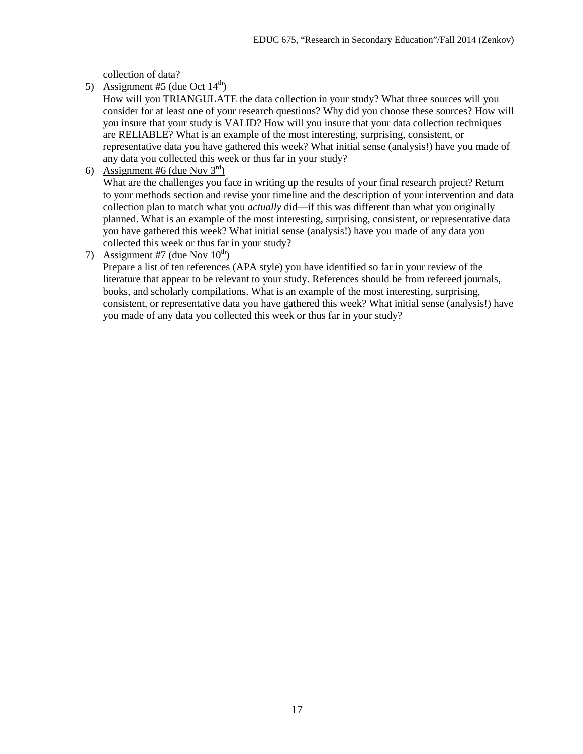collection of data?

5) <u>Assignment #5 (due Oct 14th)</u>
   How will you TRIANGULATE the data collection in your study? What three sources will you consider for at least one of your research questions? Why did you choose these sources? How will you insure that your study is VALID? How will you insure that your data collection techniques are RELIABLE? What is an example of the most interesting, surprising, consistent, or representative data you have gathered this week? What initial sense (analysis!) have you made of any data you collected this week or thus far in your study?

6) <u>Assignment #6 (due Nov 3rd)</u>
   What are the challenges you face in writing up the results of your final research project? Return to your methods section and revise your timeline and the description of your intervention and data collection plan to match what you *actually* did—if this was different than what you originally planned. What is an example of the most interesting, surprising, consistent, or representative data you have gathered this week? What initial sense (analysis!) have you made of any data you collected this week or thus far in your study?

7) <u>Assignment #7 (due Nov 10th)</u>
   Prepare a list of ten references (APA style) you have identified so far in your review of the literature that appear to be relevant to your study. References should be from refereed journals, books, and scholarly compilations. What is an example of the most interesting, surprising, consistent, or representative data you have gathered this week? What initial sense (analysis!) have you made of any data you collected this week or thus far in your study?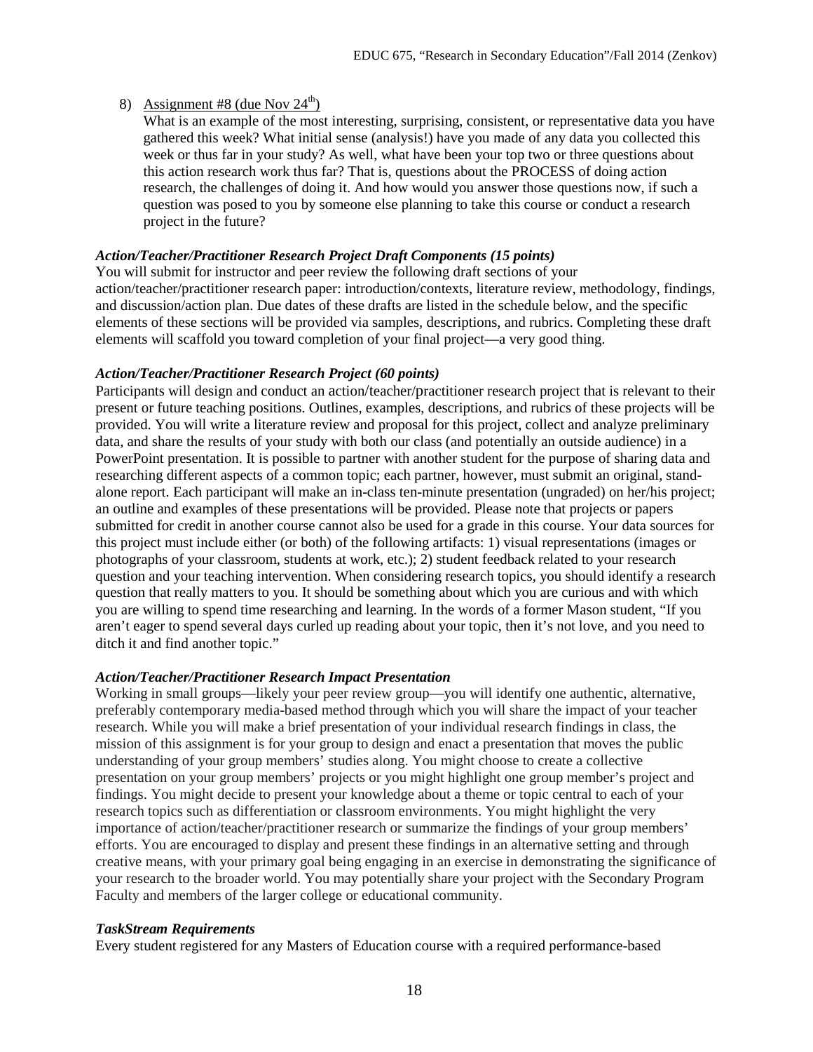8) Assignment #8 (due Nov 24th)

   What is an example of the most interesting, surprising, consistent, or representative data you have gathered this week? What initial sense (analysis!) have you made of any data you collected this week or thus far in your study? As well, what have been your top two or three questions about this action research work thus far? That is, questions about the PROCESS of doing action research, the challenges of doing it. And how would you answer those questions now, if such a question was posed to you by someone else planning to take this course or conduct a research project in the future?

***Action/Teacher/Practitioner Research Project Draft Components (15 points)***

You will submit for instructor and peer review the following draft sections of your action/teacher/practitioner research paper: introduction/contexts, literature review, methodology, findings, and discussion/action plan. Due dates of these drafts are listed in the schedule below, and the specific elements of these sections will be provided via samples, descriptions, and rubrics. Completing these draft elements will scaffold you toward completion of your final project—a very good thing.

***Action/Teacher/Practitioner Research Project (60 points)***

Participants will design and conduct an action/teacher/practitioner research project that is relevant to their present or future teaching positions. Outlines, examples, descriptions, and rubrics of these projects will be provided. You will write a literature review and proposal for this project, collect and analyze preliminary data, and share the results of your study with both our class (and potentially an outside audience) in a PowerPoint presentation. It is possible to partner with another student for the purpose of sharing data and researching different aspects of a common topic; each partner, however, must submit an original, stand-alone report. Each participant will make an in-class ten-minute presentation (ungraded) on her/his project; an outline and examples of these presentations will be provided. Please note that projects or papers submitted for credit in another course cannot also be used for a grade in this course. Your data sources for this project must include either (or both) of the following artifacts: 1) visual representations (images or photographs of your classroom, students at work, etc.); 2) student feedback related to your research question and your teaching intervention. When considering research topics, you should identify a research question that really matters to you. It should be something about which you are curious and with which you are willing to spend time researching and learning. In the words of a former Mason student, "If you aren't eager to spend several days curled up reading about your topic, then it's not love, and you need to ditch it and find another topic."

***Action/Teacher/Practitioner Research Impact Presentation***

Working in small groups—likely your peer review group—you will identify one authentic, alternative, preferably contemporary media-based method through which you will share the impact of your teacher research. While you will make a brief presentation of your individual research findings in class, the mission of this assignment is for your group to design and enact a presentation that moves the public understanding of your group members' studies along. You might choose to create a collective presentation on your group members' projects or you might highlight one group member's project and findings. You might decide to present your knowledge about a theme or topic central to each of your research topics such as differentiation or classroom environments. You might highlight the very importance of action/teacher/practitioner research or summarize the findings of your group members' efforts. You are encouraged to display and present these findings in an alternative setting and through creative means, with your primary goal being engaging in an exercise in demonstrating the significance of your research to the broader world. You may potentially share your project with the Secondary Program Faculty and members of the larger college or educational community.

***TaskStream Requirements***

Every student registered for any Masters of Education course with a required performance-based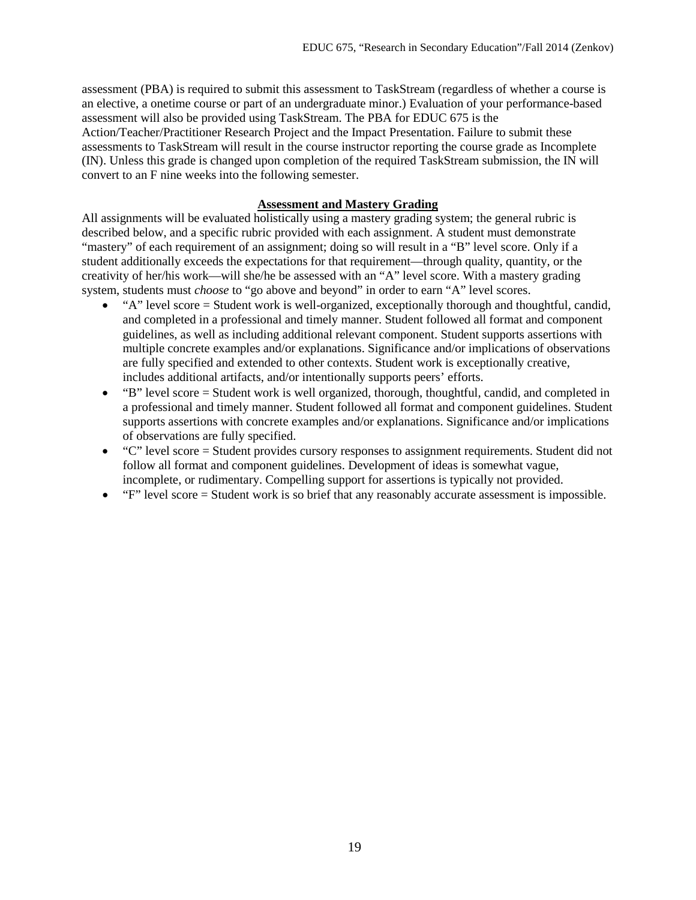assessment (PBA) is required to submit this assessment to TaskStream (regardless of whether a course is an elective, a onetime course or part of an undergraduate minor.) Evaluation of your performance-based assessment will also be provided using TaskStream. The PBA for EDUC 675 is the Action/Teacher/Practitioner Research Project and the Impact Presentation. Failure to submit these assessments to TaskStream will result in the course instructor reporting the course grade as Incomplete (IN). Unless this grade is changed upon completion of the required TaskStream submission, the IN will convert to an F nine weeks into the following semester.

**Assessment and Mastery Grading**

All assignments will be evaluated holistically using a mastery grading system; the general rubric is described below, and a specific rubric provided with each assignment. A student must demonstrate "mastery" of each requirement of an assignment; doing so will result in a "B" level score. Only if a student additionally exceeds the expectations for that requirement—through quality, quantity, or the creativity of her/his work—will she/he be assessed with an "A" level score. With a mastery grading system, students must *choose* to "go above and beyond" in order to earn "A" level scores.

- "A" level score = Student work is well-organized, exceptionally thorough and thoughtful, candid, and completed in a professional and timely manner. Student followed all format and component guidelines, as well as including additional relevant component. Student supports assertions with multiple concrete examples and/or explanations. Significance and/or implications of observations are fully specified and extended to other contexts. Student work is exceptionally creative, includes additional artifacts, and/or intentionally supports peers' efforts.
- "B" level score = Student work is well organized, thorough, thoughtful, candid, and completed in a professional and timely manner. Student followed all format and component guidelines. Student supports assertions with concrete examples and/or explanations. Significance and/or implications of observations are fully specified.
- "C" level score = Student provides cursory responses to assignment requirements. Student did not follow all format and component guidelines. Development of ideas is somewhat vague, incomplete, or rudimentary. Compelling support for assertions is typically not provided.
- "F" level score = Student work is so brief that any reasonably accurate assessment is impossible.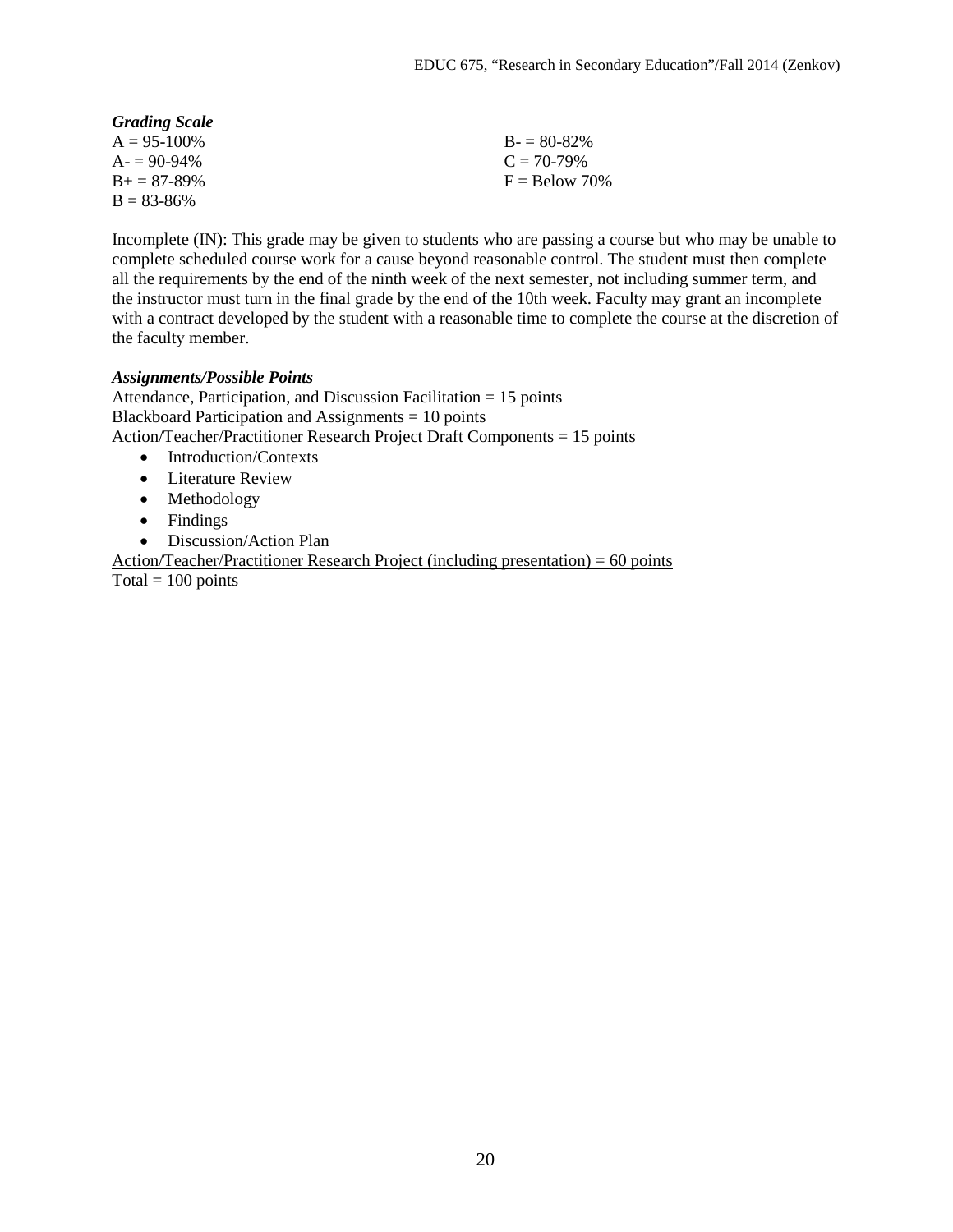***Grading Scale***

A = 95-100%
A- = 90-94%
B+ = 87-89%
B = 83-86%
B- = 80-82%
C = 70-79%
F = Below 70%

Incomplete (IN): This grade may be given to students who are passing a course but who may be unable to complete scheduled course work for a cause beyond reasonable control. The student must then complete all the requirements by the end of the ninth week of the next semester, not including summer term, and the instructor must turn in the final grade by the end of the 10th week. Faculty may grant an incomplete with a contract developed by the student with a reasonable time to complete the course at the discretion of the faculty member.

***Assignments/Possible Points***

Attendance, Participation, and Discussion Facilitation = 15 points
Blackboard Participation and Assignments = 10 points
Action/Teacher/Practitioner Research Project Draft Components = 15 points

- Introduction/Contexts
- Literature Review
- Methodology
- Findings
- Discussion/Action Plan

<u>Action/Teacher/Practitioner Research Project (including presentation) = 60 points</u>
Total = 100 points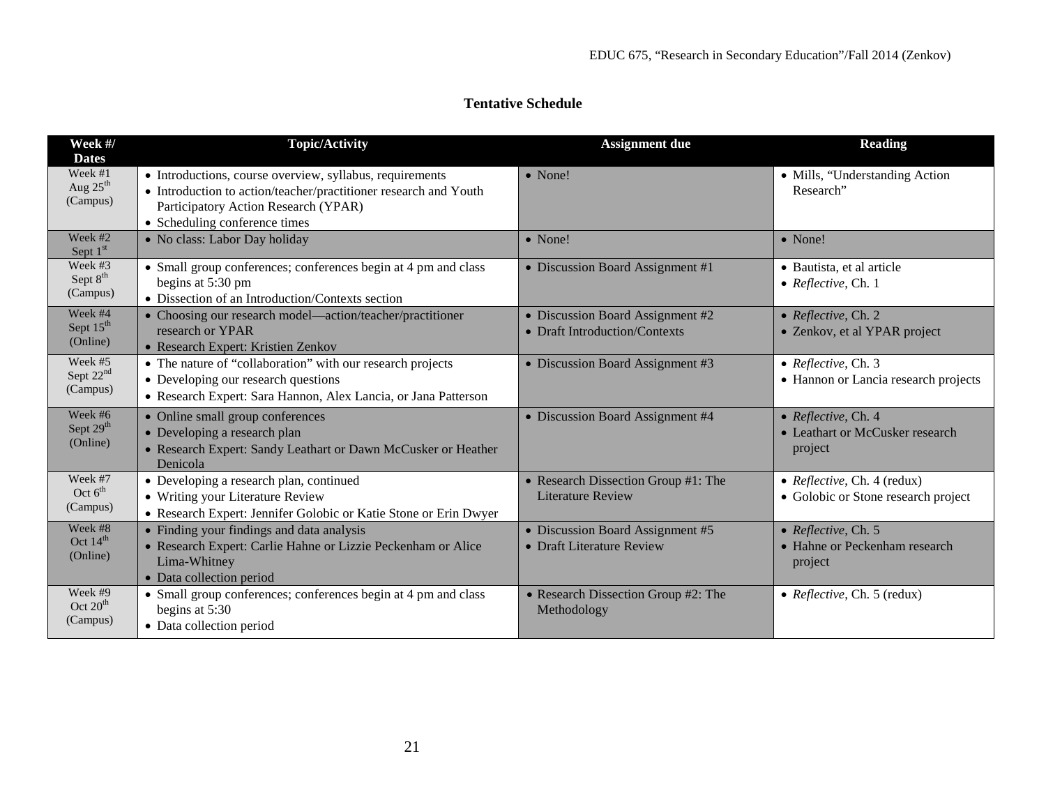## Tentative Schedule

| Week #/ Dates | Topic/Activity | Assignment due | Reading |
|---|---|---|---|
| Week #1 Aug 25th (Campus) | • Introductions, course overview, syllabus, requirements<br>• Introduction to action/teacher/practitioner research and Youth Participatory Action Research (YPAR)<br>• Scheduling conference times | • None! | • Mills, "Understanding Action Research" |
| Week #2 Sept 1st | • No class: Labor Day holiday | • None! | • None! |
| Week #3 Sept 8th (Campus) | • Small group conferences; conferences begin at 4 pm and class begins at 5:30 pm<br>• Dissection of an Introduction/Contexts section | • Discussion Board Assignment #1 | • Bautista, et al article<br>• *Reflective*, Ch. 1 |
| Week #4 Sept 15th (Online) | • Choosing our research model—action/teacher/practitioner research or YPAR<br>• Research Expert: Kristien Zenkov | • Discussion Board Assignment #2<br>• Draft Introduction/Contexts | • *Reflective*, Ch. 2<br>• Zenkov, et al YPAR project |
| Week #5 Sept 22nd (Campus) | • The nature of "collaboration" with our research projects<br>• Developing our research questions<br>• Research Expert: Sara Hannon, Alex Lancia, or Jana Patterson | • Discussion Board Assignment #3 | • *Reflective*, Ch. 3<br>• Hannon or Lancia research projects |
| Week #6 Sept 29th (Online) | • Online small group conferences<br>• Developing a research plan<br>• Research Expert: Sandy Leathart or Dawn McCusker or Heather Denicola | • Discussion Board Assignment #4 | • *Reflective*, Ch. 4<br>• Leathart or McCusker research project |
| Week #7 Oct 6th (Campus) | • Developing a research plan, continued<br>• Writing your Literature Review<br>• Research Expert: Jennifer Golobic or Katie Stone or Erin Dwyer | • Research Dissection Group #1: The Literature Review | • *Reflective*, Ch. 4 (redux)<br>• Golobic or Stone research project |
| Week #8 Oct 14th (Online) | • Finding your findings and data analysis<br>• Research Expert: Carlie Hahne or Lizzie Peckenham or Alice Lima-Whitney<br>• Data collection period | • Discussion Board Assignment #5<br>• Draft Literature Review | • *Reflective*, Ch. 5<br>• Hahne or Peckenham research project |
| Week #9 Oct 20th (Campus) | • Small group conferences; conferences begin at 4 pm and class begins at 5:30<br>• Data collection period | • Research Dissection Group #2: The Methodology | • *Reflective*, Ch. 5 (redux) |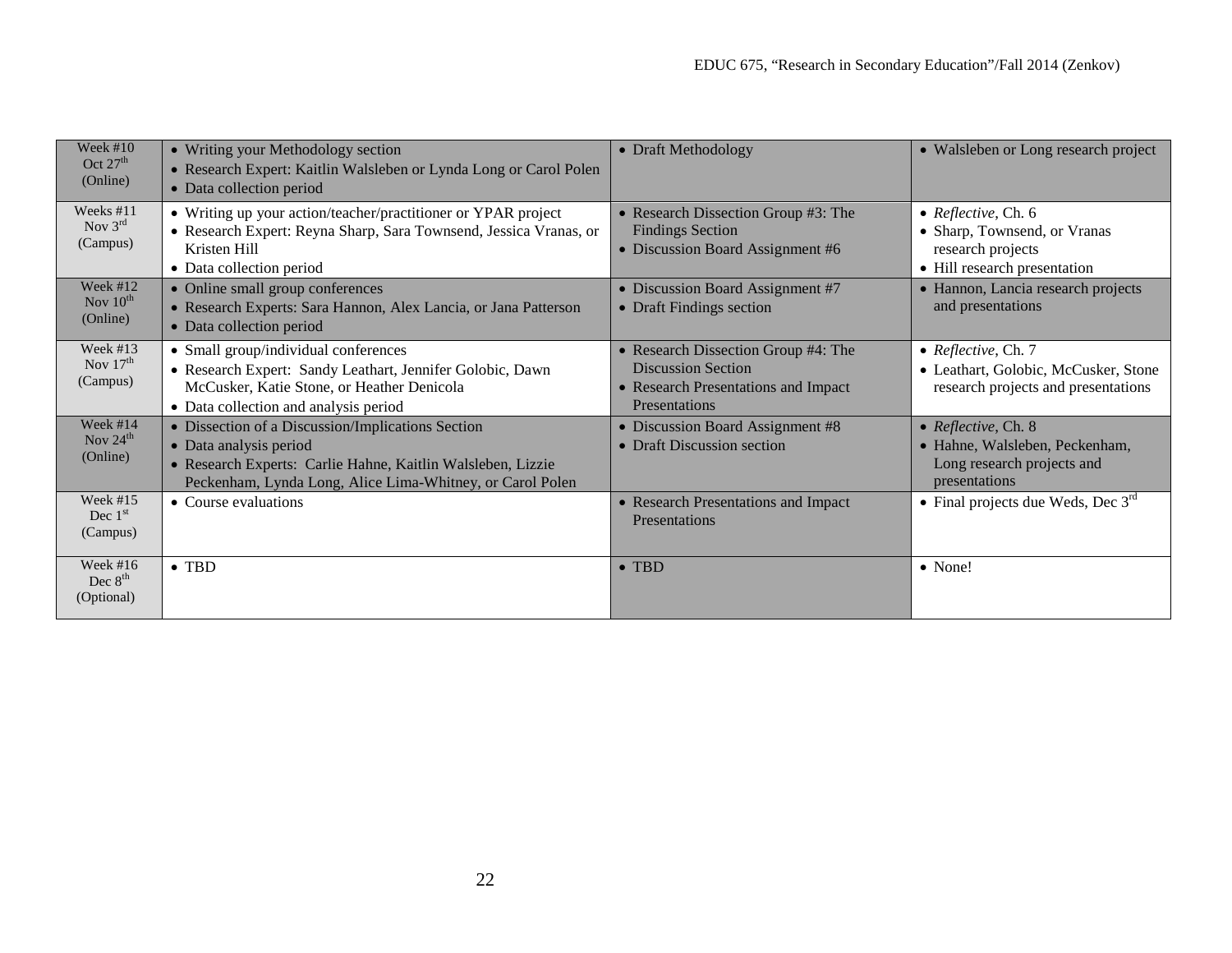| | | | |
|---|---|---|---|
| Week #10 Oct 27th (Online) | • Writing your Methodology section<br>• Research Expert: Kaitlin Walsleben or Lynda Long or Carol Polen<br>• Data collection period | • Draft Methodology | • Walsleben or Long research project |
| Weeks #11 Nov 3rd (Campus) | • Writing up your action/teacher/practitioner or YPAR project<br>• Research Expert: Reyna Sharp, Sara Townsend, Jessica Vranas, or Kristen Hill<br>• Data collection period | • Research Dissection Group #3: The Findings Section<br>• Discussion Board Assignment #6 | • *Reflective*, Ch. 6<br>• Sharp, Townsend, or Vranas research projects<br>• Hill research presentation |
| Week #12 Nov 10th (Online) | • Online small group conferences<br>• Research Experts: Sara Hannon, Alex Lancia, or Jana Patterson<br>• Data collection period | • Discussion Board Assignment #7<br>• Draft Findings section | • Hannon, Lancia research projects and presentations |
| Week #13 Nov 17th (Campus) | • Small group/individual conferences<br>• Research Expert: Sandy Leathart, Jennifer Golobic, Dawn McCusker, Katie Stone, or Heather Denicola<br>• Data collection and analysis period | • Research Dissection Group #4: The Discussion Section<br>• Research Presentations and Impact Presentations | • *Reflective*, Ch. 7<br>• Leathart, Golobic, McCusker, Stone research projects and presentations |
| Week #14 Nov 24th (Online) | • Dissection of a Discussion/Implications Section<br>• Data analysis period<br>• Research Experts: Carlie Hahne, Kaitlin Walsleben, Lizzie Peckenham, Lynda Long, Alice Lima-Whitney, or Carol Polen | • Discussion Board Assignment #8<br>• Draft Discussion section | • *Reflective*, Ch. 8<br>• Hahne, Walsleben, Peckenham, Long research projects and presentations |
| Week #15 Dec 1st (Campus) | • Course evaluations | • Research Presentations and Impact Presentations | • Final projects due Weds, Dec 3rd |
| Week #16 Dec 8th (Optional) | • TBD | • TBD | • None! |